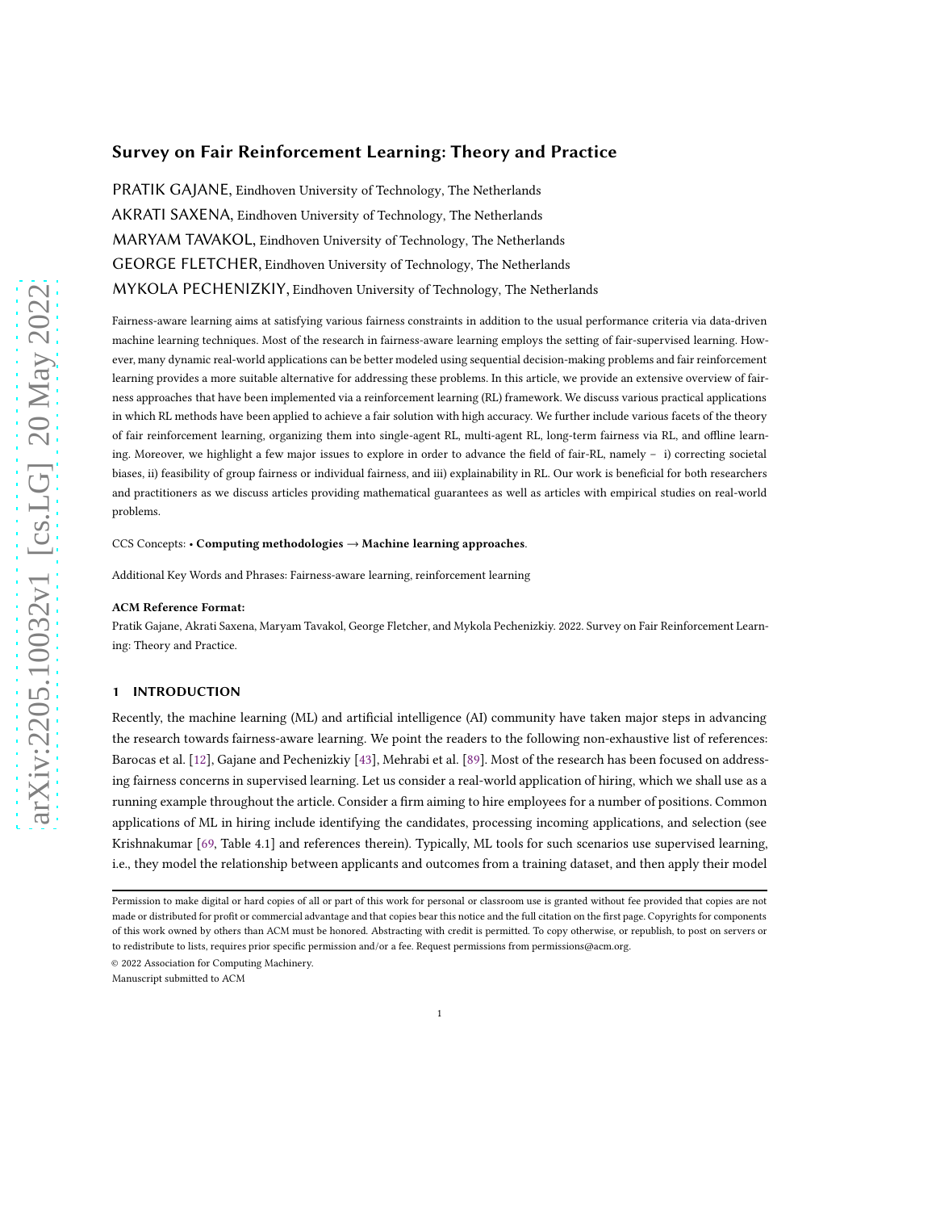# Survey on Fair Reinforcement Learning: Theory and Practice

PRATIK GAJANE, Eindhoven University of Technology, The Netherlands

AKRATI SAXENA, Eindhoven University of Technology, The Netherlands

MARYAM TAVAKOL, Eindhoven University of Technology, The Netherlands

GEORGE FLETCHER, Eindhoven University of Technology, The Netherlands

MYKOLA PECHENIZKIY, Eindhoven University of Technology, The Netherlands

Fairness-aware learning aims at satisfying various fairness constraints in addition to the usual performance criteria via data-driven machine learning techniques. Most of the research in fairness-aware learning employs the setting of fair-supervised learning. However, many dynamic real-world applications can be better modeled using sequential decision-making problems and fair reinforcement learning provides a more suitable alternative for addressing these problems. In this article, we provide an extensive overview of fairness approaches that have been implemented via a reinforcement learning (RL) framework. We discuss various practical applications in which RL methods have been applied to achieve a fair solution with high accuracy. We further include various facets of the theory of fair reinforcement learning, organizing them into single-agent RL, multi-agent RL, long-term fairness via RL, and offline learning. Moreover, we highlight a few major issues to explore in order to advance the field of fair-RL, namely – i) correcting societal biases, ii) feasibility of group fairness or individual fairness, and iii) explainability in RL. Our work is beneficial for both researchers and practitioners as we discuss articles providing mathematical guarantees as well as articles with empirical studies on real-world problems.

CCS Concepts: • **Computing methodologies → Machine learning approaches**.

Additional Key Words and Phrases: Fairness-aware learning, reinforcement learning

**ACM Reference Format:**

Pratik Gajane, Akrati Saxena, Maryam Tavakol, George Fletcher, and Mykola Pechenizkiy. 2022. Survey on Fair Reinforcement Learning: Theory and Practice.

## 1 INTRODUCTION

Recently, the machine learning (ML) and artificial intelligence (AI) community have taken major steps in advancing the research towards fairness-aware learning. We point the readers to the following non-exhaustive list of references: Barocas et al. [12], Gajane and Pechenizkiy [43], Mehrabi et al. [89]. Most of the research has been focused on addressing fairness concerns in supervised learning. Let us consider a real-world application of hiring, which we shall use as a running example throughout the article. Consider a firm aiming to hire employees for a number of positions. Common applications of ML in hiring include identifying the candidates, processing incoming applications, and selection (see Krishnakumar [69, Table 4.1] and references therein). Typically, ML tools for such scenarios use supervised learning, i.e., they model the relationship between applicants and outcomes from a training dataset, and then apply their model

Permission to make digital or hard copies of all or part of this work for personal or classroom use is granted without fee provided that copies are not made or distributed for profit or commercial advantage and that copies bear this notice and the full citation on the first page. Copyrights for components of this work owned by others than ACM must be honored. Abstracting with credit is permitted. To copy otherwise, or republish, to post on servers or to redistribute to lists, requires prior specific permission and/or a fee. Request permissions from permissions@acm.org.

© 2022 Association for Computing Machinery.

Manuscript submitted to ACM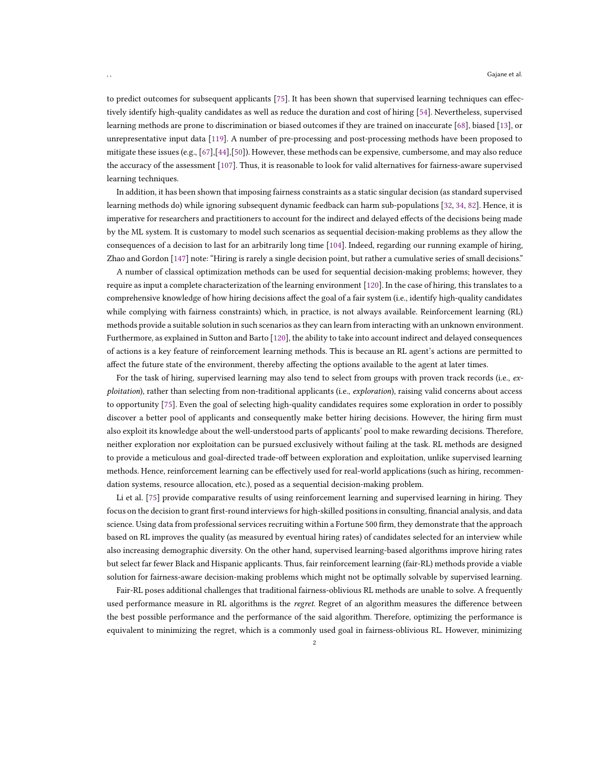to predict outcomes for subsequent applicants [75]. It has been shown that supervised learning techniques can effectively identify high-quality candidates as well as reduce the duration and cost of hiring [54]. Nevertheless, supervised learning methods are prone to discrimination or biased outcomes if they are trained on inaccurate [68], biased [13], or unrepresentative input data [119]. A number of pre-processing and post-processing methods have been proposed to mitigate these issues (e.g., [67],[44],[50]). However, these methods can be expensive, cumbersome, and may also reduce the accuracy of the assessment [107]. Thus, it is reasonable to look for valid alternatives for fairness-aware supervised learning techniques.

In addition, it has been shown that imposing fairness constraints as a static singular decision (as standard supervised learning methods do) while ignoring subsequent dynamic feedback can harm sub-populations [32, 34, 82]. Hence, it is imperative for researchers and practitioners to account for the indirect and delayed effects of the decisions being made by the ML system. It is customary to model such scenarios as sequential decision-making problems as they allow the consequences of a decision to last for an arbitrarily long time [104]. Indeed, regarding our running example of hiring, Zhao and Gordon [147] note: "Hiring is rarely a single decision point, but rather a cumulative series of small decisions."

A number of classical optimization methods can be used for sequential decision-making problems; however, they require as input a complete characterization of the learning environment [120]. In the case of hiring, this translates to a comprehensive knowledge of how hiring decisions affect the goal of a fair system (i.e., identify high-quality candidates while complying with fairness constraints) which, in practice, is not always available. Reinforcement learning (RL) methods provide a suitable solution in such scenarios as they can learn from interacting with an unknown environment. Furthermore, as explained in Sutton and Barto [120], the ability to take into account indirect and delayed consequences of actions is a key feature of reinforcement learning methods. This is because an RL agent's actions are permitted to affect the future state of the environment, thereby affecting the options available to the agent at later times.

For the task of hiring, supervised learning may also tend to select from groups with proven track records (i.e., *exploitation*), rather than selecting from non-traditional applicants (i.e., *exploration*), raising valid concerns about access to opportunity [75]. Even the goal of selecting high-quality candidates requires some exploration in order to possibly discover a better pool of applicants and consequently make better hiring decisions. However, the hiring firm must also exploit its knowledge about the well-understood parts of applicants' pool to make rewarding decisions. Therefore, neither exploration nor exploitation can be pursued exclusively without failing at the task. RL methods are designed to provide a meticulous and goal-directed trade-off between exploration and exploitation, unlike supervised learning methods. Hence, reinforcement learning can be effectively used for real-world applications (such as hiring, recommendation systems, resource allocation, etc.), posed as a sequential decision-making problem.

Li et al. [75] provide comparative results of using reinforcement learning and supervised learning in hiring. They focus on the decision to grant first-round interviews for high-skilled positions in consulting, financial analysis, and data science. Using data from professional services recruiting within a Fortune 500 firm, they demonstrate that the approach based on RL improves the quality (as measured by eventual hiring rates) of candidates selected for an interview while also increasing demographic diversity. On the other hand, supervised learning-based algorithms improve hiring rates but select far fewer Black and Hispanic applicants. Thus, fair reinforcement learning (fair-RL) methods provide a viable solution for fairness-aware decision-making problems which might not be optimally solvable by supervised learning.

Fair-RL poses additional challenges that traditional fairness-oblivious RL methods are unable to solve. A frequently used performance measure in RL algorithms is the *regret*. Regret of an algorithm measures the difference between the best possible performance and the performance of the said algorithm. Therefore, optimizing the performance is equivalent to minimizing the regret, which is a commonly used goal in fairness-oblivious RL. However, minimizing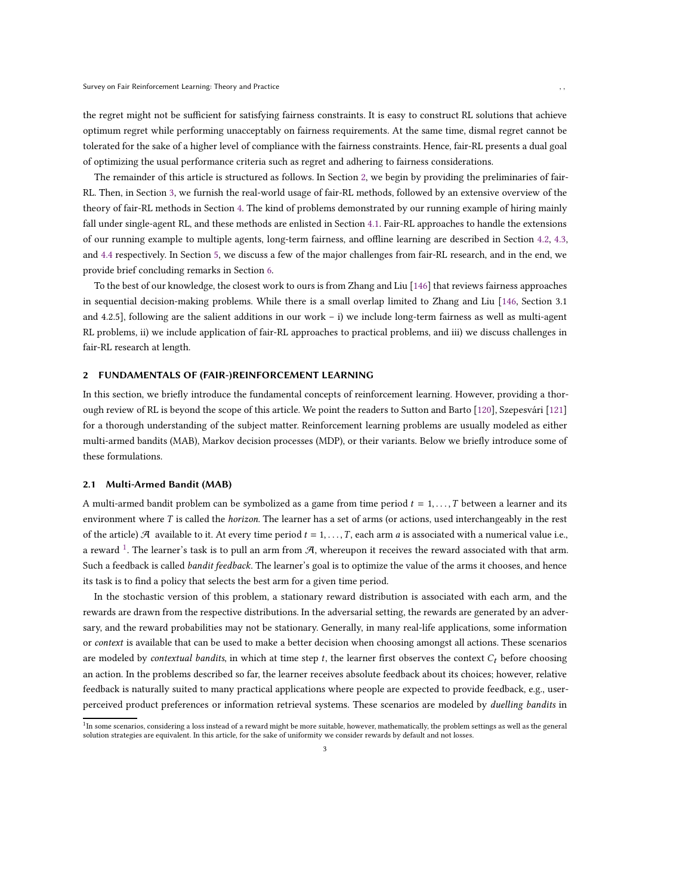the regret might not be sufficient for satisfying fairness constraints. It is easy to construct RL solutions that achieve optimum regret while performing unacceptably on fairness requirements. At the same time, dismal regret cannot be tolerated for the sake of a higher level of compliance with the fairness constraints. Hence, fair-RL presents a dual goal of optimizing the usual performance criteria such as regret and adhering to fairness considerations.

The remainder of this article is structured as follows. In Section 2, we begin by providing the preliminaries of fair-RL. Then, in Section 3, we furnish the real-world usage of fair-RL methods, followed by an extensive overview of the theory of fair-RL methods in Section 4. The kind of problems demonstrated by our running example of hiring mainly fall under single-agent RL, and these methods are enlisted in Section 4.1. Fair-RL approaches to handle the extensions of our running example to multiple agents, long-term fairness, and offline learning are described in Section 4.2, 4.3, and 4.4 respectively. In Section 5, we discuss a few of the major challenges from fair-RL research, and in the end, we provide brief concluding remarks in Section 6.

To the best of our knowledge, the closest work to ours is from Zhang and Liu [146] that reviews fairness approaches in sequential decision-making problems. While there is a small overlap limited to Zhang and Liu [146, Section 3.1 and 4.2.5], following are the salient additions in our work – i) we include long-term fairness as well as multi-agent RL problems, ii) we include application of fair-RL approaches to practical problems, and iii) we discuss challenges in fair-RL research at length.

## 2 FUNDAMENTALS OF (FAIR-)REINFORCEMENT LEARNING

In this section, we briefly introduce the fundamental concepts of reinforcement learning. However, providing a thorough review of RL is beyond the scope of this article. We point the readers to Sutton and Barto [120], Szepesvári [121] for a thorough understanding of the subject matter. Reinforcement learning problems are usually modeled as either multi-armed bandits (MAB), Markov decision processes (MDP), or their variants. Below we briefly introduce some of these formulations.

### 2.1 Multi-Armed Bandit (MAB)

A multi-armed bandit problem can be symbolized as a game from time period $t = 1, \dots, T$ between a learner and its environment where $T$ is called the *horizon*. The learner has a set of arms (or actions, used interchangeably in the rest of the article) $\mathcal{A}$ available to it. At every time period $t = 1, \dots, T$, each arm $a$ is associated with a numerical value i.e., a reward [1]. The learner's task is to pull an arm from $\mathcal{A}$, whereupon it receives the reward associated with that arm. Such a feedback is called *bandit feedback*. The learner's goal is to optimize the value of the arms it chooses, and hence its task is to find a policy that selects the best arm for a given time period.

In the stochastic version of this problem, a stationary reward distribution is associated with each arm, and the rewards are drawn from the respective distributions. In the adversarial setting, the rewards are generated by an adversary, and the reward probabilities may not be stationary. Generally, in many real-life applications, some information or *context* is available that can be used to make a better decision when choosing amongst all actions. These scenarios are modeled by *contextual bandits*, in which at time step $t$, the learner first observes the context $C_t$ before choosing an action. In the problems described so far, the learner receives absolute feedback about its choices; however, relative feedback is naturally suited to many practical applications where people are expected to provide feedback, e.g., user-perceived product preferences or information retrieval systems. These scenarios are modeled by *duelling bandits* in

[1] In some scenarios, considering a loss instead of a reward might be more suitable, however, mathematically, the problem settings as well as the general solution strategies are equivalent. In this article, for the sake of uniformity we consider rewards by default and not losses.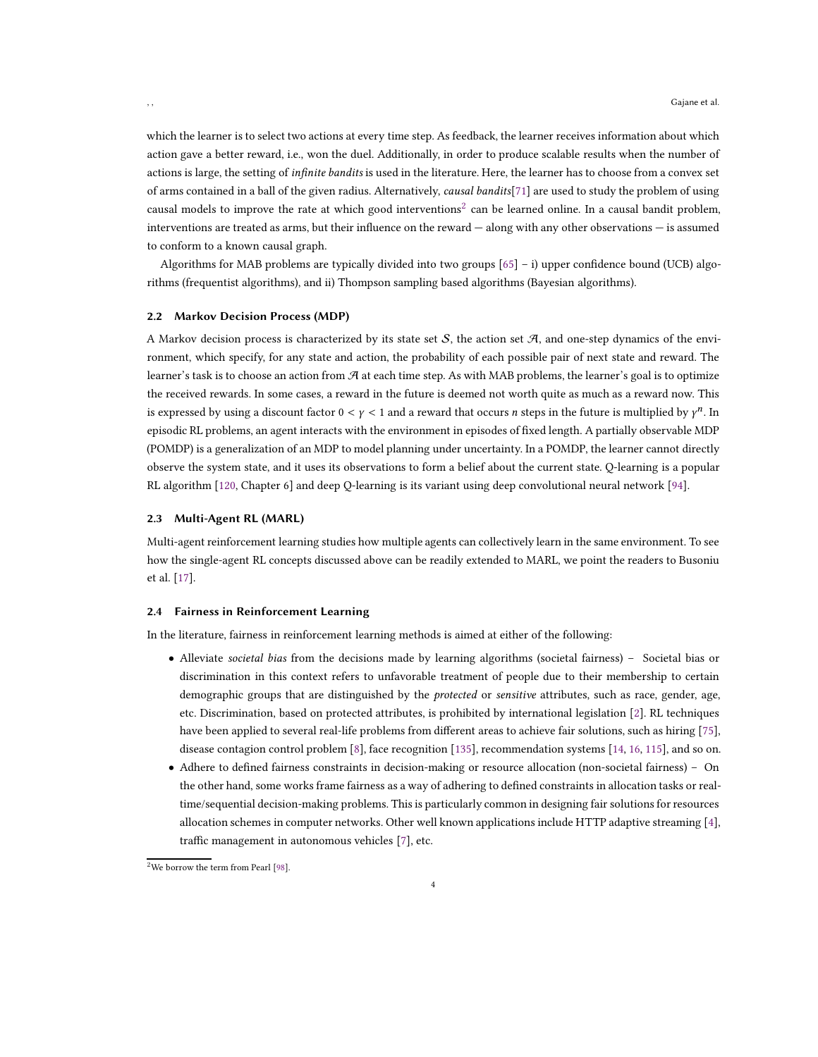which the learner is to select two actions at every time step. As feedback, the learner receives information about which action gave a better reward, i.e., won the duel. Additionally, in order to produce scalable results when the number of actions is large, the setting of *infinite bandits* is used in the literature. Here, the learner has to choose from a convex set of arms contained in a ball of the given radius. Alternatively, *causal bandits*[71] are used to study the problem of using causal models to improve the rate at which good interventions[2] can be learned online. In a causal bandit problem, interventions are treated as arms, but their influence on the reward — along with any other observations — is assumed to conform to a known causal graph.

Algorithms for MAB problems are typically divided into two groups [65] – i) upper confidence bound (UCB) algorithms (frequentist algorithms), and ii) Thompson sampling based algorithms (Bayesian algorithms).

### 2.2 Markov Decision Process (MDP)

A Markov decision process is characterized by its state set $\mathcal{S}$, the action set $\mathcal{A}$, and one-step dynamics of the environment, which specify, for any state and action, the probability of each possible pair of next state and reward. The learner's task is to choose an action from $\mathcal{A}$ at each time step. As with MAB problems, the learner's goal is to optimize the received rewards. In some cases, a reward in the future is deemed not worth quite as much as a reward now. This is expressed by using a discount factor $0 < \gamma < 1$ and a reward that occurs $n$ steps in the future is multiplied by $\gamma^n$. In episodic RL problems, an agent interacts with the environment in episodes of fixed length. A partially observable MDP (POMDP) is a generalization of an MDP to model planning under uncertainty. In a POMDP, the learner cannot directly observe the system state, and it uses its observations to form a belief about the current state. Q-learning is a popular RL algorithm [120, Chapter 6] and deep Q-learning is its variant using deep convolutional neural network [94].

### 2.3 Multi-Agent RL (MARL)

Multi-agent reinforcement learning studies how multiple agents can collectively learn in the same environment. To see how the single-agent RL concepts discussed above can be readily extended to MARL, we point the readers to Busoniu et al. [17].

### 2.4 Fairness in Reinforcement Learning

In the literature, fairness in reinforcement learning methods is aimed at either of the following:

- Alleviate *societal bias* from the decisions made by learning algorithms (societal fairness) – Societal bias or discrimination in this context refers to unfavorable treatment of people due to their membership to certain demographic groups that are distinguished by the *protected* or *sensitive* attributes, such as race, gender, age, etc. Discrimination, based on protected attributes, is prohibited by international legislation [2]. RL techniques have been applied to several real-life problems from different areas to achieve fair solutions, such as hiring [75], disease contagion control problem [8], face recognition [135], recommendation systems [14, 16, 115], and so on.
- Adhere to defined fairness constraints in decision-making or resource allocation (non-societal fairness) – On the other hand, some works frame fairness as a way of adhering to defined constraints in allocation tasks or real-time/sequential decision-making problems. This is particularly common in designing fair solutions for resources allocation schemes in computer networks. Other well known applications include HTTP adaptive streaming [4], traffic management in autonomous vehicles [7], etc.

[2]We borrow the term from Pearl [98].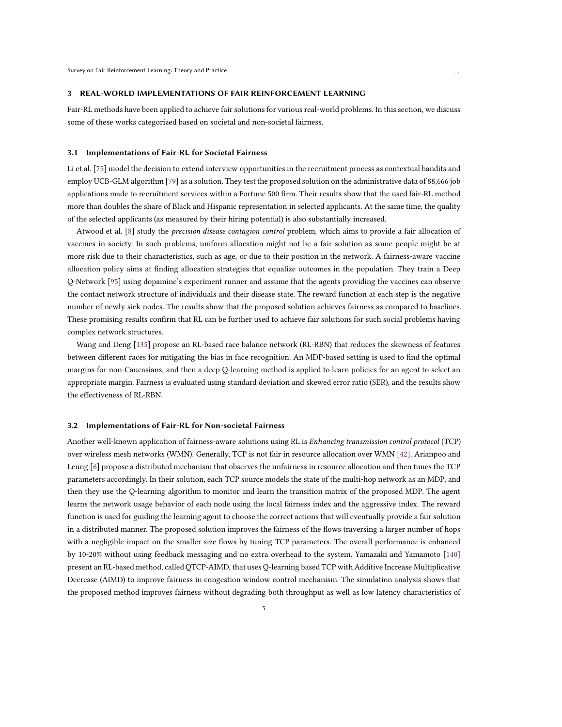## 3 REAL-WORLD IMPLEMENTATIONS OF FAIR REINFORCEMENT LEARNING

Fair-RL methods have been applied to achieve fair solutions for various real-world problems. In this section, we discuss some of these works categorized based on societal and non-societal fairness.

### 3.1 Implementations of Fair-RL for Societal Fairness

Li et al. [75] model the decision to extend interview opportunities in the recruitment process as contextual bandits and employ UCB-GLM algorithm [79] as a solution. They test the proposed solution on the administrative data of 88,666 job applications made to recruitment services within a Fortune 500 firm. Their results show that the used fair-RL method more than doubles the share of Black and Hispanic representation in selected applicants. At the same time, the quality of the selected applicants (as measured by their hiring potential) is also substantially increased.

Atwood et al. [8] study the *precision disease contagion control* problem, which aims to provide a fair allocation of vaccines in society. In such problems, uniform allocation might not be a fair solution as some people might be at more risk due to their characteristics, such as age, or due to their position in the network. A fairness-aware vaccine allocation policy aims at finding allocation strategies that equalize outcomes in the population. They train a Deep Q-Network [95] using dopamine's experiment runner and assume that the agents providing the vaccines can observe the contact network structure of individuals and their disease state. The reward function at each step is the negative number of newly sick nodes. The results show that the proposed solution achieves fairness as compared to baselines. These promising results confirm that RL can be further used to achieve fair solutions for such social problems having complex network structures.

Wang and Deng [135] propose an RL-based race balance network (RL-RBN) that reduces the skewness of features between different races for mitigating the bias in face recognition. An MDP-based setting is used to find the optimal margins for non-Caucasians, and then a deep Q-learning method is applied to learn policies for an agent to select an appropriate margin. Fairness is evaluated using standard deviation and skewed error ratio (SER), and the results show the effectiveness of RL-RBN.

### 3.2 Implementations of Fair-RL for Non-societal Fairness

Another well-known application of fairness-aware solutions using RL is *Enhancing transmission control protocol* (TCP) over wireless mesh networks (WMN). Generally, TCP is not fair in resource allocation over WMN [42]. Arianpoo and Leung [6] propose a distributed mechanism that observes the unfairness in resource allocation and then tunes the TCP parameters accordingly. In their solution, each TCP source models the state of the multi-hop network as an MDP, and then they use the Q-learning algorithm to monitor and learn the transition matrix of the proposed MDP. The agent learns the network usage behavior of each node using the local fairness index and the aggressive index. The reward function is used for guiding the learning agent to choose the correct actions that will eventually provide a fair solution in a distributed manner. The proposed solution improves the fairness of the flows traversing a larger number of hops with a negligible impact on the smaller size flows by tuning TCP parameters. The overall performance is enhanced by 10-20% without using feedback messaging and no extra overhead to the system. Yamazaki and Yamamoto [140] present an RL-based method, called QTCP-AIMD, that uses Q-learning based TCP with Additive Increase Multiplicative Decrease (AIMD) to improve fairness in congestion window control mechanism. The simulation analysis shows that the proposed method improves fairness without degrading both throughput as well as low latency characteristics of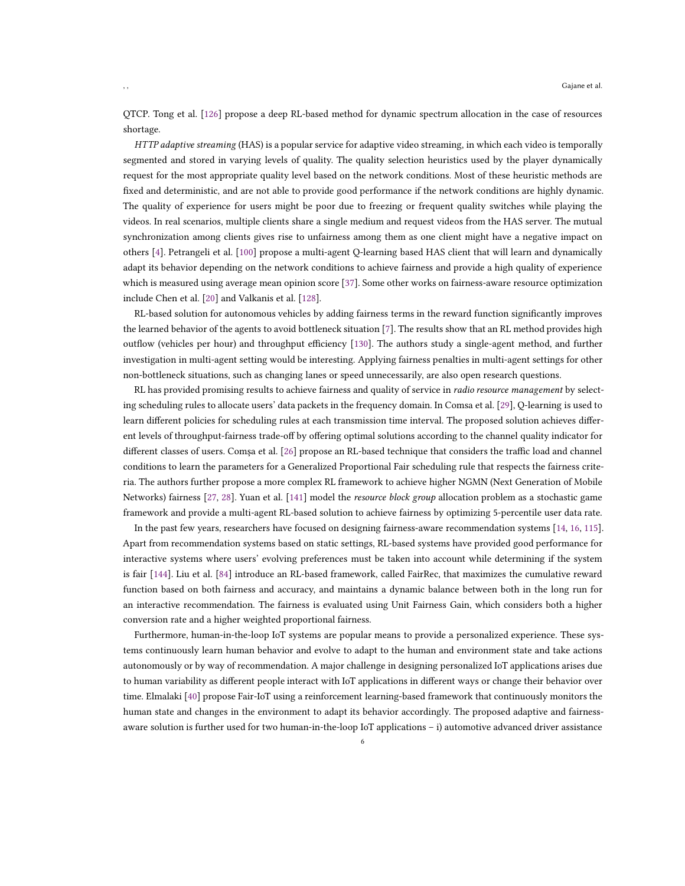QTCP. Tong et al. [126] propose a deep RL-based method for dynamic spectrum allocation in the case of resources shortage.

*HTTP adaptive streaming* (HAS) is a popular service for adaptive video streaming, in which each video is temporally segmented and stored in varying levels of quality. The quality selection heuristics used by the player dynamically request for the most appropriate quality level based on the network conditions. Most of these heuristic methods are fixed and deterministic, and are not able to provide good performance if the network conditions are highly dynamic. The quality of experience for users might be poor due to freezing or frequent quality switches while playing the videos. In real scenarios, multiple clients share a single medium and request videos from the HAS server. The mutual synchronization among clients gives rise to unfairness among them as one client might have a negative impact on others [4]. Petrangeli et al. [100] propose a multi-agent Q-learning based HAS client that will learn and dynamically adapt its behavior depending on the network conditions to achieve fairness and provide a high quality of experience which is measured using average mean opinion score [37]. Some other works on fairness-aware resource optimization include Chen et al. [20] and Valkanis et al. [128].

RL-based solution for autonomous vehicles by adding fairness terms in the reward function significantly improves the learned behavior of the agents to avoid bottleneck situation [7]. The results show that an RL method provides high outflow (vehicles per hour) and throughput efficiency [130]. The authors study a single-agent method, and further investigation in multi-agent setting would be interesting. Applying fairness penalties in multi-agent settings for other non-bottleneck situations, such as changing lanes or speed unnecessarily, are also open research questions.

RL has provided promising results to achieve fairness and quality of service in *radio resource management* by selecting scheduling rules to allocate users' data packets in the frequency domain. In Comsa et al. [29], Q-learning is used to learn different policies for scheduling rules at each transmission time interval. The proposed solution achieves different levels of throughput-fairness trade-off by offering optimal solutions according to the channel quality indicator for different classes of users. Comşa et al. [26] propose an RL-based technique that considers the traffic load and channel conditions to learn the parameters for a Generalized Proportional Fair scheduling rule that respects the fairness criteria. The authors further propose a more complex RL framework to achieve higher NGMN (Next Generation of Mobile Networks) fairness [27, 28]. Yuan et al. [141] model the *resource block group* allocation problem as a stochastic game framework and provide a multi-agent RL-based solution to achieve fairness by optimizing 5-percentile user data rate.

In the past few years, researchers have focused on designing fairness-aware recommendation systems [14, 16, 115]. Apart from recommendation systems based on static settings, RL-based systems have provided good performance for interactive systems where users' evolving preferences must be taken into account while determining if the system is fair [144]. Liu et al. [84] introduce an RL-based framework, called FairRec, that maximizes the cumulative reward function based on both fairness and accuracy, and maintains a dynamic balance between both in the long run for an interactive recommendation. The fairness is evaluated using Unit Fairness Gain, which considers both a higher conversion rate and a higher weighted proportional fairness.

Furthermore, human-in-the-loop IoT systems are popular means to provide a personalized experience. These systems continuously learn human behavior and evolve to adapt to the human and environment state and take actions autonomously or by way of recommendation. A major challenge in designing personalized IoT applications arises due to human variability as different people interact with IoT applications in different ways or change their behavior over time. Elmalaki [40] propose Fair-IoT using a reinforcement learning-based framework that continuously monitors the human state and changes in the environment to adapt its behavior accordingly. The proposed adaptive and fairness-aware solution is further used for two human-in-the-loop IoT applications – i) automotive advanced driver assistance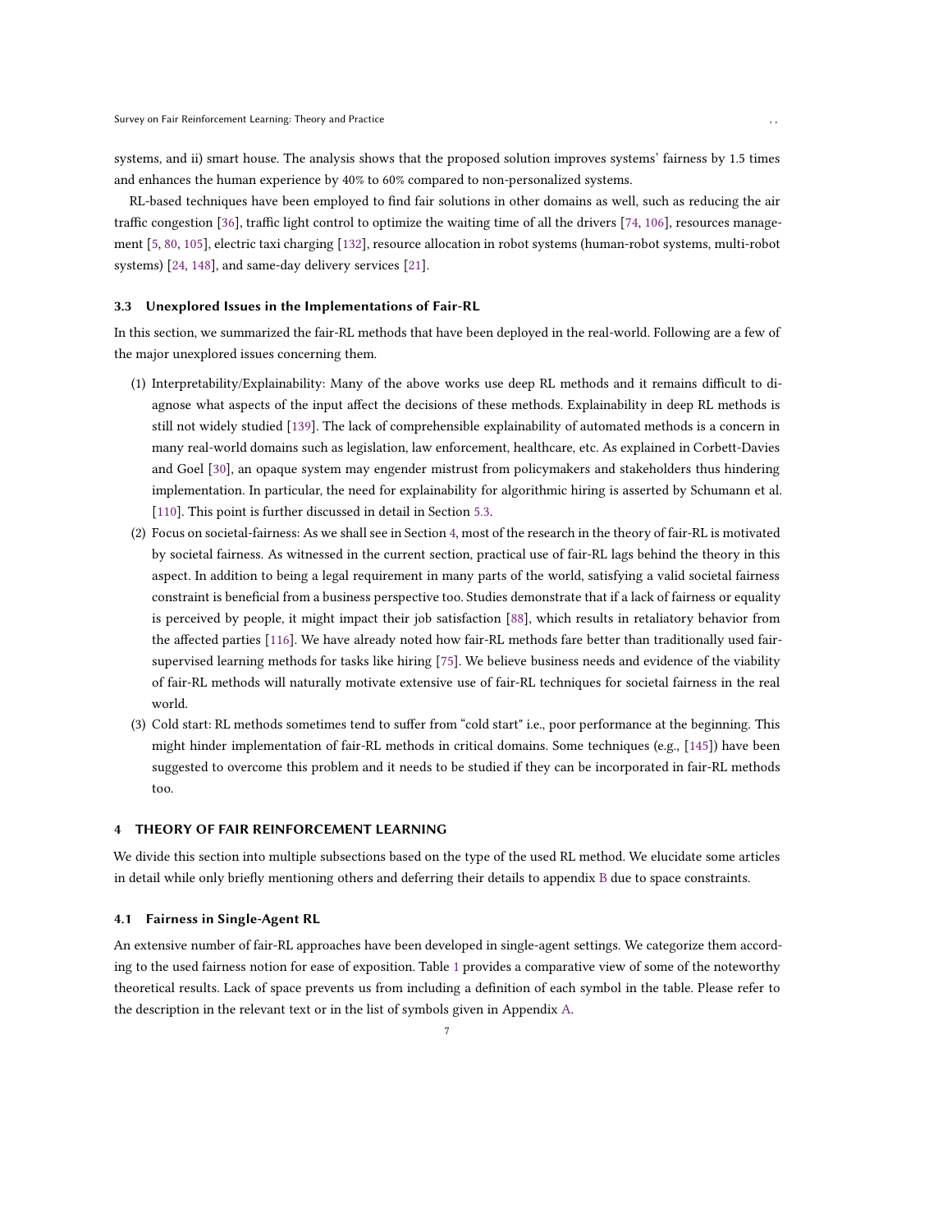systems, and ii) smart house. The analysis shows that the proposed solution improves systems' fairness by 1.5 times and enhances the human experience by 40% to 60% compared to non-personalized systems.

RL-based techniques have been employed to find fair solutions in other domains as well, such as reducing the air traffic congestion [36], traffic light control to optimize the waiting time of all the drivers [74, 106], resources management [5, 80, 105], electric taxi charging [132], resource allocation in robot systems (human-robot systems, multi-robot systems) [24, 148], and same-day delivery services [21].

### 3.3 Unexplored Issues in the Implementations of Fair-RL

In this section, we summarized the fair-RL methods that have been deployed in the real-world. Following are a few of the major unexplored issues concerning them.

1. Interpretability/Explainability: Many of the above works use deep RL methods and it remains difficult to diagnose what aspects of the input affect the decisions of these methods. Explainability in deep RL methods is still not widely studied [139]. The lack of comprehensible explainability of automated methods is a concern in many real-world domains such as legislation, law enforcement, healthcare, etc. As explained in Corbett-Davies and Goel [30], an opaque system may engender mistrust from policymakers and stakeholders thus hindering implementation. In particular, the need for explainability for algorithmic hiring is asserted by Schumann et al. [110]. This point is further discussed in detail in Section 5.3.
2. Focus on societal-fairness: As we shall see in Section 4, most of the research in the theory of fair-RL is motivated by societal fairness. As witnessed in the current section, practical use of fair-RL lags behind the theory in this aspect. In addition to being a legal requirement in many parts of the world, satisfying a valid societal fairness constraint is beneficial from a business perspective too. Studies demonstrate that if a lack of fairness or equality is perceived by people, it might impact their job satisfaction [88], which results in retaliatory behavior from the affected parties [116]. We have already noted how fair-RL methods fare better than traditionally used fair-supervised learning methods for tasks like hiring [75]. We believe business needs and evidence of the viability of fair-RL methods will naturally motivate extensive use of fair-RL techniques for societal fairness in the real world.
3. Cold start: RL methods sometimes tend to suffer from "cold start" i.e., poor performance at the beginning. This might hinder implementation of fair-RL methods in critical domains. Some techniques (e.g., [145]) have been suggested to overcome this problem and it needs to be studied if they can be incorporated in fair-RL methods too.

## 4 THEORY OF FAIR REINFORCEMENT LEARNING

We divide this section into multiple subsections based on the type of the used RL method. We elucidate some articles in detail while only briefly mentioning others and deferring their details to appendix B due to space constraints.

### 4.1 Fairness in Single-Agent RL

An extensive number of fair-RL approaches have been developed in single-agent settings. We categorize them according to the used fairness notion for ease of exposition. Table 1 provides a comparative view of some of the noteworthy theoretical results. Lack of space prevents us from including a definition of each symbol in the table. Please refer to the description in the relevant text or in the list of symbols given in Appendix A.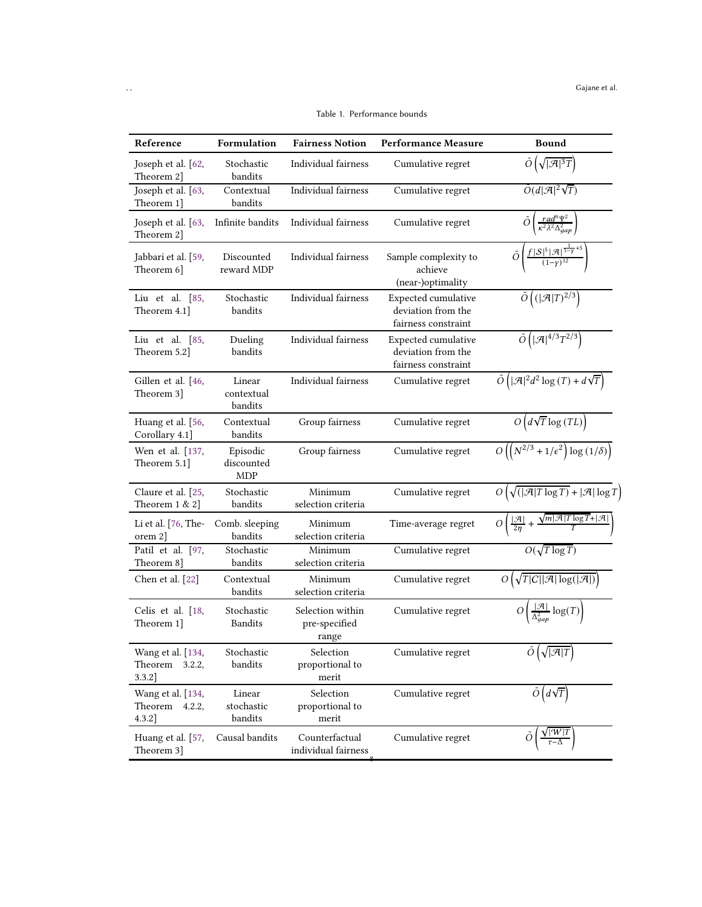Table 1. Performance bounds

| Reference | Formulation | Fairness Notion | Performance Measure | Bound |
|---|---|---|---|---|
| Joseph et al. [62, Theorem 2] | Stochastic bandits | Individual fairness | Cumulative regret | $\tilde{O}\left(\sqrt{\lvert\mathcal{A}\rvert^3 T}\right)$ |
| Joseph et al. [63, Theorem 1] | Contextual bandits | Individual fairness | Cumulative regret | $\tilde{O}(d\lvert\mathcal{A}\rvert^2\sqrt{T})$ |
| Joseph et al. [63, Theorem 2] | Infinite bandits | Individual fairness | Cumulative regret | $\tilde{O}\left(\frac{rad^6\Psi^2}{\kappa^2\lambda^2\Delta_{gap}^2}\right)$ |
| Jabbari et al. [59, Theorem 6] | Discounted reward MDP | Individual fairness | Sample complexity to achieve (near-)optimality | $\tilde{O}\left(\frac{f\lvert\mathcal{S}\rvert^5\lvert\mathcal{A}\rvert^{\frac{1}{1-\gamma}+5}}{(1-\gamma)^{12}}\right)$ |
| Liu et al. [85, Theorem 4.1] | Stochastic bandits | Individual fairness | Expected cumulative deviation from the fairness constraint | $\tilde{O}\left((\lvert\mathcal{A}\rvert T)^{2/3}\right)$ |
| Liu et al. [85, Theorem 5.2] | Dueling bandits | Individual fairness | Expected cumulative deviation from the fairness constraint | $\tilde{O}\left(\lvert\mathcal{A}\rvert^{4/3}T^{2/3}\right)$ |
| Gillen et al. [46, Theorem 3] | Linear contextual bandits | Individual fairness | Cumulative regret | $\tilde{O}\left(\lvert\mathcal{A}\rvert^2 d^2\log(T) + d\sqrt{T}\right)$ |
| Huang et al. [56, Corollary 4.1] | Contextual bandits | Group fairness | Cumulative regret | $O\left(d\sqrt{T}\log(TL)\right)$ |
| Wen et al. [137, Theorem 5.1] | Episodic discounted MDP | Group fairness | Cumulative regret | $O\left(\left(N^{2/3} + 1/\epsilon^2\right)\log(1/\delta)\right)$ |
| Claure et al. [25, Theorem 1 & 2] | Stochastic bandits | Minimum selection criteria | Cumulative regret | $O\left(\sqrt{(\lvert\mathcal{A}\rvert T\log T)} + \lvert\mathcal{A}\rvert\log T\right)$ |
| Li et al. [76, Theorem 2] | Comb. sleeping bandits | Minimum selection criteria | Time-average regret | $O\left(\frac{\lvert\mathcal{A}\rvert}{2\eta} + \frac{\sqrt{m\lvert\mathcal{A}\rvert T\log T} + \lvert\mathcal{A}\rvert}{T}\right)$ |
| Patil et al. [97, Theorem 8] | Stochastic bandits | Minimum selection criteria | Cumulative regret | $O(\sqrt{T\log T})$ |
| Chen et al. [22] | Contextual bandits | Minimum selection criteria | Cumulative regret | $O\left(\sqrt{T\lvert C\rvert\lvert\mathcal{A}\rvert\log(\lvert\mathcal{A}\rvert)}\right)$ |
| Celis et al. [18, Theorem 1] | Stochastic Bandits | Selection within pre-specified range | Cumulative regret | $O\left(\frac{\lvert\mathcal{A}\rvert}{\Delta_{gap}^2}\log(T)\right)$ |
| Wang et al. [134, Theorem 3.2.2, 3.3.2] | Stochastic bandits | Selection proportional to merit | Cumulative regret | $\tilde{O}\left(\sqrt{\lvert\mathcal{A}\rvert T}\right)$ |
| Wang et al. [134, Theorem 4.2.2, 4.3.2] | Linear stochastic bandits | Selection proportional to merit | Cumulative regret | $\tilde{O}\left(d\sqrt{T}\right)$ |
| Huang et al. [57, Theorem 3] | Causal bandits | Counterfactual individual fairness | Cumulative regret | $\tilde{O}\left(\frac{\sqrt{\lvert\mathcal{W}\rvert T}}{\tau-\Delta}\right)$ |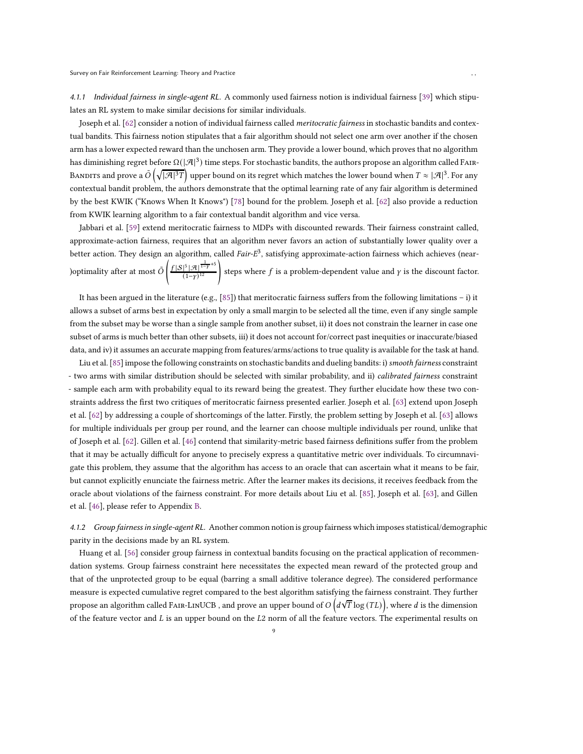#### 4.1.1 Individual fairness in single-agent RL.

A commonly used fairness notion is individual fairness [39] which stipulates an RL system to make similar decisions for similar individuals.

Joseph et al. [62] consider a notion of individual fairness called *meritocratic fairness* in stochastic bandits and contextual bandits. This fairness notion stipulates that a fair algorithm should not select one arm over another if the chosen arm has a lower expected reward than the unchosen arm. They provide a lower bound, which proves that no algorithm has diminishing regret before $\Omega(|\mathcal{A}|^3)$ time steps. For stochastic bandits, the authors propose an algorithm called Fair-Bandits and prove a $\tilde{O}\left(\sqrt{|\mathcal{A}|^3 T}\right)$ upper bound on its regret which matches the lower bound when $T \approx |\mathcal{A}|^3$. For any contextual bandit problem, the authors demonstrate that the optimal learning rate of any fair algorithm is determined by the best KWIK ("Knows When It Knows") [78] bound for the problem. Joseph et al. [62] also provide a reduction from KWIK learning algorithm to a fair contextual bandit algorithm and vice versa.

Jabbari et al. [59] extend meritocratic fairness to MDPs with discounted rewards. Their fairness constraint called, approximate-action fairness, requires that an algorithm never favors an action of substantially lower quality over a better action. They design an algorithm, called *Fair-E*$^3$, satisfying approximate-action fairness which achieves (near-)optimality after at most $\tilde{O}\left(\frac{f|\mathcal{S}|^5|\mathcal{A}|^{\frac{1}{1-\gamma}+5}}{(1-\gamma)^{12}}\right)$ steps where $f$ is a problem-dependent value and $\gamma$ is the discount factor.

It has been argued in the literature (e.g., [85]) that meritocratic fairness suffers from the following limitations – i) it allows a subset of arms best in expectation by only a small margin to be selected all the time, even if any single sample from the subset may be worse than a single sample from another subset, ii) it does not constrain the learner in case one subset of arms is much better than other subsets, iii) it does not account for/correct past inequities or inaccurate/biased data, and iv) it assumes an accurate mapping from features/arms/actions to true quality is available for the task at hand.

Liu et al. [85] impose the following constraints on stochastic bandits and dueling bandits: i) *smooth fairness* constraint - two arms with similar distribution should be selected with similar probability, and ii) *calibrated fairness* constraint - sample each arm with probability equal to its reward being the greatest. They further elucidate how these two constraints address the first two critiques of meritocratic fairness presented earlier. Joseph et al. [63] extend upon Joseph et al. [62] by addressing a couple of shortcomings of the latter. Firstly, the problem setting by Joseph et al. [63] allows for multiple individuals per group per round, and the learner can choose multiple individuals per round, unlike that of Joseph et al. [62]. Gillen et al. [46] contend that similarity-metric based fairness definitions suffer from the problem that it may be actually difficult for anyone to precisely express a quantitative metric over individuals. To circumnavigate this problem, they assume that the algorithm has access to an oracle that can ascertain what it means to be fair, but cannot explicitly enunciate the fairness metric. After the learner makes its decisions, it receives feedback from the oracle about violations of the fairness constraint. For more details about Liu et al. [85], Joseph et al. [63], and Gillen et al. [46], please refer to Appendix B.

#### 4.1.2 Group fairness in single-agent RL.

Another common notion is group fairness which imposes statistical/demographic parity in the decisions made by an RL system.

Huang et al. [56] consider group fairness in contextual bandits focusing on the practical application of recommendation systems. Group fairness constraint here necessitates the expected mean reward of the protected group and that of the unprotected group to be equal (barring a small additive tolerance degree). The considered performance measure is expected cumulative regret compared to the best algorithm satisfying the fairness constraint. They further propose an algorithm called Fair-LinUCB , and prove an upper bound of $O\left(d\sqrt{T}\log(TL)\right)$, where $d$ is the dimension of the feature vector and $L$ is an upper bound on the $L2$ norm of all the feature vectors. The experimental results on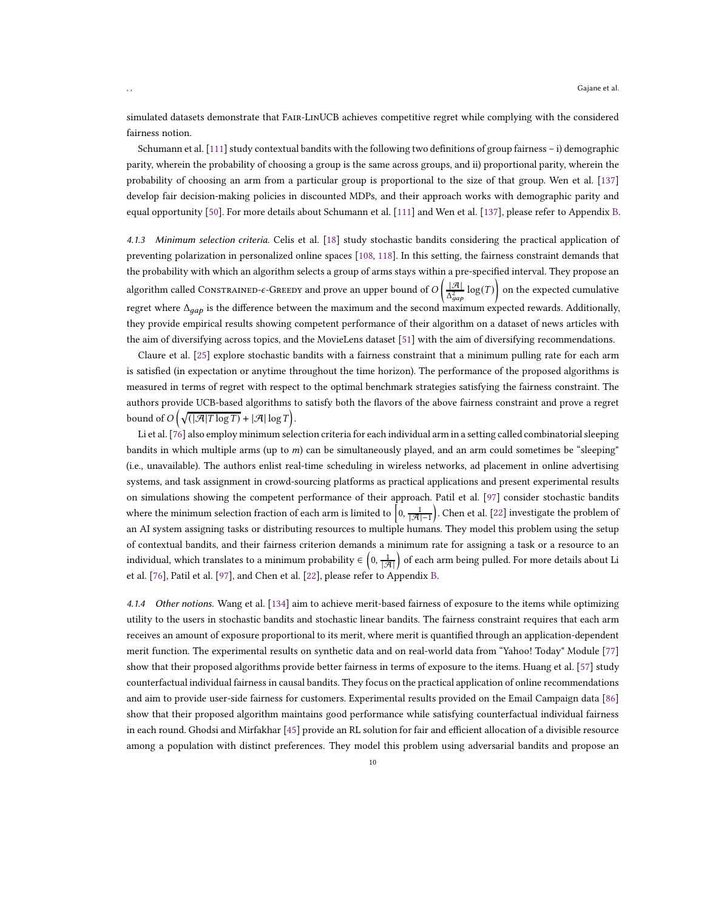simulated datasets demonstrate that Fair-LinUCB achieves competitive regret while complying with the considered fairness notion.

Schumann et al. [111] study contextual bandits with the following two definitions of group fairness – i) demographic parity, wherein the probability of choosing a group is the same across groups, and ii) proportional parity, wherein the probability of choosing an arm from a particular group is proportional to the size of that group. Wen et al. [137] develop fair decision-making policies in discounted MDPs, and their approach works with demographic parity and equal opportunity [50]. For more details about Schumann et al. [111] and Wen et al. [137], please refer to Appendix B.

#### 4.1.3 *Minimum selection criteria.*

Celis et al. [18] study stochastic bandits considering the practical application of preventing polarization in personalized online spaces [108, 118]. In this setting, the fairness constraint demands that the probability with which an algorithm selects a group of arms stays within a pre-specified interval. They propose an algorithm called Constrained-$\epsilon$-Greedy and prove an upper bound of $O\left(\frac{|\mathcal{A}|}{\Delta_{gap}^2}\log(T)\right)$ on the expected cumulative regret where $\Delta_{gap}$ is the difference between the maximum and the second maximum expected rewards. Additionally, they provide empirical results showing competent performance of their algorithm on a dataset of news articles with the aim of diversifying across topics, and the MovieLens dataset [51] with the aim of diversifying recommendations.

Claure et al. [25] explore stochastic bandits with a fairness constraint that a minimum pulling rate for each arm is satisfied (in expectation or anytime throughout the time horizon). The performance of the proposed algorithms is measured in terms of regret with respect to the optimal benchmark strategies satisfying the fairness constraint. The authors provide UCB-based algorithms to satisfy both the flavors of the above fairness constraint and prove a regret bound of $O\left(\sqrt{(|\mathcal{A}|T\log T)} + |\mathcal{A}|\log T\right)$.

Li et al. [76] also employ minimum selection criteria for each individual arm in a setting called combinatorial sleeping bandits in which multiple arms (up to $m$) can be simultaneously played, and an arm could sometimes be "sleeping" (i.e., unavailable). The authors enlist real-time scheduling in wireless networks, ad placement in online advertising systems, and task assignment in crowd-sourcing platforms as practical applications and present experimental results on simulations showing the competent performance of their approach. Patil et al. [97] consider stochastic bandits where the minimum selection fraction of each arm is limited to $\left[0, \frac{1}{|\mathcal{A}|-1}\right)$. Chen et al. [22] investigate the problem of an AI system assigning tasks or distributing resources to multiple humans. They model this problem using the setup of contextual bandits, and their fairness criterion demands a minimum rate for assigning a task or a resource to an individual, which translates to a minimum probability $\in \left(0, \frac{1}{|\mathcal{A}|}\right)$ of each arm being pulled. For more details about Li et al. [76], Patil et al. [97], and Chen et al. [22], please refer to Appendix B.

#### 4.1.4 *Other notions.*

Wang et al. [134] aim to achieve merit-based fairness of exposure to the items while optimizing utility to the users in stochastic bandits and stochastic linear bandits. The fairness constraint requires that each arm receives an amount of exposure proportional to its merit, where merit is quantified through an application-dependent merit function. The experimental results on synthetic data and on real-world data from "Yahoo! Today" Module [77] show that their proposed algorithms provide better fairness in terms of exposure to the items. Huang et al. [57] study counterfactual individual fairness in causal bandits. They focus on the practical application of online recommendations and aim to provide user-side fairness for customers. Experimental results provided on the Email Campaign data [86] show that their proposed algorithm maintains good performance while satisfying counterfactual individual fairness in each round. Ghodsi and Mirfakhar [45] provide an RL solution for fair and efficient allocation of a divisible resource among a population with distinct preferences. They model this problem using adversarial bandits and propose an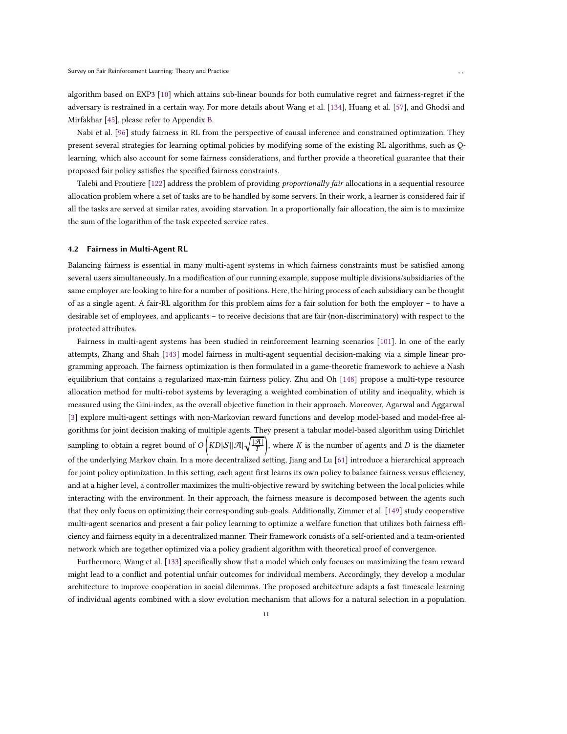algorithm based on EXP3 [10] which attains sub-linear bounds for both cumulative regret and fairness-regret if the adversary is restrained in a certain way. For more details about Wang et al. [134], Huang et al. [57], and Ghodsi and Mirfakhar [45], please refer to Appendix B.

Nabi et al. [96] study fairness in RL from the perspective of causal inference and constrained optimization. They present several strategies for learning optimal policies by modifying some of the existing RL algorithms, such as Q-learning, which also account for some fairness considerations, and further provide a theoretical guarantee that their proposed fair policy satisfies the specified fairness constraints.

Talebi and Proutiere [122] address the problem of providing *proportionally fair* allocations in a sequential resource allocation problem where a set of tasks are to be handled by some servers. In their work, a learner is considered fair if all the tasks are served at similar rates, avoiding starvation. In a proportionally fair allocation, the aim is to maximize the sum of the logarithm of the task expected service rates.

### 4.2 Fairness in Multi-Agent RL

Balancing fairness is essential in many multi-agent systems in which fairness constraints must be satisfied among several users simultaneously. In a modification of our running example, suppose multiple divisions/subsidiaries of the same employer are looking to hire for a number of positions. Here, the hiring process of each subsidiary can be thought of as a single agent. A fair-RL algorithm for this problem aims for a fair solution for both the employer – to have a desirable set of employees, and applicants – to receive decisions that are fair (non-discriminatory) with respect to the protected attributes.

Fairness in multi-agent systems has been studied in reinforcement learning scenarios [101]. In one of the early attempts, Zhang and Shah [143] model fairness in multi-agent sequential decision-making via a simple linear programming approach. The fairness optimization is then formulated in a game-theoretic framework to achieve a Nash equilibrium that contains a regularized max-min fairness policy. Zhu and Oh [148] propose a multi-type resource allocation method for multi-robot systems by leveraging a weighted combination of utility and inequality, which is measured using the Gini-index, as the overall objective function in their approach. Moreover, Agarwal and Aggarwal [3] explore multi-agent settings with non-Markovian reward functions and develop model-based and model-free algorithms for joint decision making of multiple agents. They present a tabular model-based algorithm using Dirichlet sampling to obtain a regret bound of $O\left(KD|\mathcal{S}||\mathcal{A}|\sqrt{\frac{|\mathcal{A}|}{T}}\right)$, where $K$ is the number of agents and $D$ is the diameter of the underlying Markov chain. In a more decentralized setting, Jiang and Lu [61] introduce a hierarchical approach for joint policy optimization. In this setting, each agent first learns its own policy to balance fairness versus efficiency, and at a higher level, a controller maximizes the multi-objective reward by switching between the local policies while interacting with the environment. In their approach, the fairness measure is decomposed between the agents such that they only focus on optimizing their corresponding sub-goals. Additionally, Zimmer et al. [149] study cooperative multi-agent scenarios and present a fair policy learning to optimize a welfare function that utilizes both fairness efficiency and fairness equity in a decentralized manner. Their framework consists of a self-oriented and a team-oriented network which are together optimized via a policy gradient algorithm with theoretical proof of convergence.

Furthermore, Wang et al. [133] specifically show that a model which only focuses on maximizing the team reward might lead to a conflict and potential unfair outcomes for individual members. Accordingly, they develop a modular architecture to improve cooperation in social dilemmas. The proposed architecture adapts a fast timescale learning of individual agents combined with a slow evolution mechanism that allows for a natural selection in a population.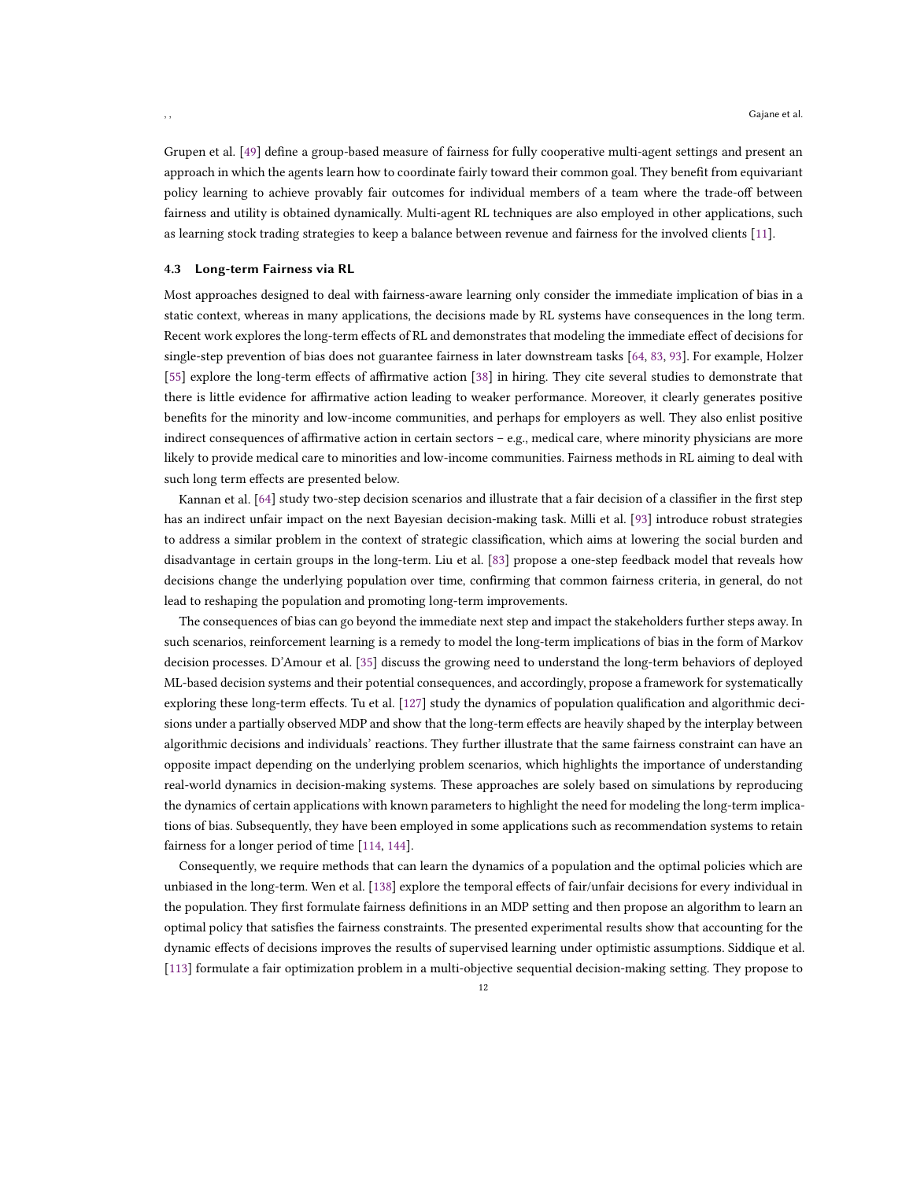Grupen et al. [49] define a group-based measure of fairness for fully cooperative multi-agent settings and present an approach in which the agents learn how to coordinate fairly toward their common goal. They benefit from equivariant policy learning to achieve provably fair outcomes for individual members of a team where the trade-off between fairness and utility is obtained dynamically. Multi-agent RL techniques are also employed in other applications, such as learning stock trading strategies to keep a balance between revenue and fairness for the involved clients [11].

### 4.3 Long-term Fairness via RL

Most approaches designed to deal with fairness-aware learning only consider the immediate implication of bias in a static context, whereas in many applications, the decisions made by RL systems have consequences in the long term. Recent work explores the long-term effects of RL and demonstrates that modeling the immediate effect of decisions for single-step prevention of bias does not guarantee fairness in later downstream tasks [64, 83, 93]. For example, Holzer [55] explore the long-term effects of affirmative action [38] in hiring. They cite several studies to demonstrate that there is little evidence for affirmative action leading to weaker performance. Moreover, it clearly generates positive benefits for the minority and low-income communities, and perhaps for employers as well. They also enlist positive indirect consequences of affirmative action in certain sectors – e.g., medical care, where minority physicians are more likely to provide medical care to minorities and low-income communities. Fairness methods in RL aiming to deal with such long term effects are presented below.

Kannan et al. [64] study two-step decision scenarios and illustrate that a fair decision of a classifier in the first step has an indirect unfair impact on the next Bayesian decision-making task. Milli et al. [93] introduce robust strategies to address a similar problem in the context of strategic classification, which aims at lowering the social burden and disadvantage in certain groups in the long-term. Liu et al. [83] propose a one-step feedback model that reveals how decisions change the underlying population over time, confirming that common fairness criteria, in general, do not lead to reshaping the population and promoting long-term improvements.

The consequences of bias can go beyond the immediate next step and impact the stakeholders further steps away. In such scenarios, reinforcement learning is a remedy to model the long-term implications of bias in the form of Markov decision processes. D'Amour et al. [35] discuss the growing need to understand the long-term behaviors of deployed ML-based decision systems and their potential consequences, and accordingly, propose a framework for systematically exploring these long-term effects. Tu et al. [127] study the dynamics of population qualification and algorithmic decisions under a partially observed MDP and show that the long-term effects are heavily shaped by the interplay between algorithmic decisions and individuals' reactions. They further illustrate that the same fairness constraint can have an opposite impact depending on the underlying problem scenarios, which highlights the importance of understanding real-world dynamics in decision-making systems. These approaches are solely based on simulations by reproducing the dynamics of certain applications with known parameters to highlight the need for modeling the long-term implications of bias. Subsequently, they have been employed in some applications such as recommendation systems to retain fairness for a longer period of time [114, 144].

Consequently, we require methods that can learn the dynamics of a population and the optimal policies which are unbiased in the long-term. Wen et al. [138] explore the temporal effects of fair/unfair decisions for every individual in the population. They first formulate fairness definitions in an MDP setting and then propose an algorithm to learn an optimal policy that satisfies the fairness constraints. The presented experimental results show that accounting for the dynamic effects of decisions improves the results of supervised learning under optimistic assumptions. Siddique et al. [113] formulate a fair optimization problem in a multi-objective sequential decision-making setting. They propose to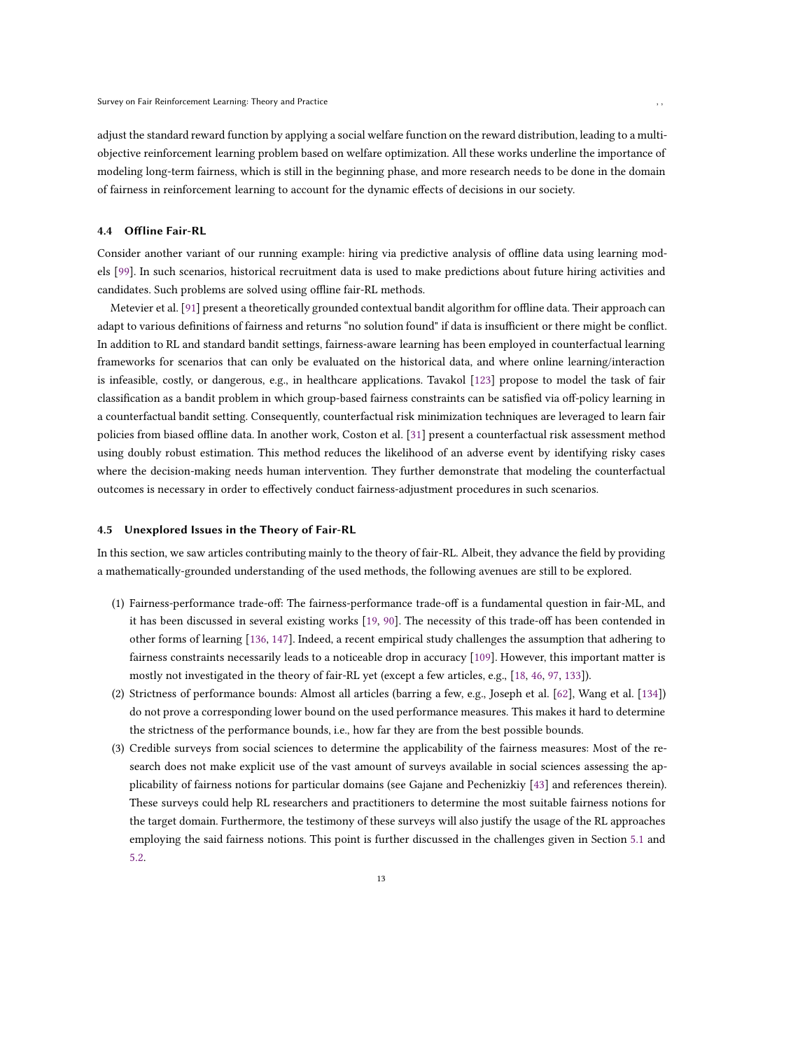adjust the standard reward function by applying a social welfare function on the reward distribution, leading to a multi-objective reinforcement learning problem based on welfare optimization. All these works underline the importance of modeling long-term fairness, which is still in the beginning phase, and more research needs to be done in the domain of fairness in reinforcement learning to account for the dynamic effects of decisions in our society.

### 4.4 Offline Fair-RL

Consider another variant of our running example: hiring via predictive analysis of offline data using learning models [99]. In such scenarios, historical recruitment data is used to make predictions about future hiring activities and candidates. Such problems are solved using offline fair-RL methods.

Metevier et al. [91] present a theoretically grounded contextual bandit algorithm for offline data. Their approach can adapt to various definitions of fairness and returns "no solution found" if data is insufficient or there might be conflict. In addition to RL and standard bandit settings, fairness-aware learning has been employed in counterfactual learning frameworks for scenarios that can only be evaluated on the historical data, and where online learning/interaction is infeasible, costly, or dangerous, e.g., in healthcare applications. Tavakol [123] propose to model the task of fair classification as a bandit problem in which group-based fairness constraints can be satisfied via off-policy learning in a counterfactual bandit setting. Consequently, counterfactual risk minimization techniques are leveraged to learn fair policies from biased offline data. In another work, Coston et al. [31] present a counterfactual risk assessment method using doubly robust estimation. This method reduces the likelihood of an adverse event by identifying risky cases where the decision-making needs human intervention. They further demonstrate that modeling the counterfactual outcomes is necessary in order to effectively conduct fairness-adjustment procedures in such scenarios.

### 4.5 Unexplored Issues in the Theory of Fair-RL

In this section, we saw articles contributing mainly to the theory of fair-RL. Albeit, they advance the field by providing a mathematically-grounded understanding of the used methods, the following avenues are still to be explored.

1. Fairness-performance trade-off: The fairness-performance trade-off is a fundamental question in fair-ML, and it has been discussed in several existing works [19, 90]. The necessity of this trade-off has been contended in other forms of learning [136, 147]. Indeed, a recent empirical study challenges the assumption that adhering to fairness constraints necessarily leads to a noticeable drop in accuracy [109]. However, this important matter is mostly not investigated in the theory of fair-RL yet (except a few articles, e.g., [18, 46, 97, 133]).
2. Strictness of performance bounds: Almost all articles (barring a few, e.g., Joseph et al. [62], Wang et al. [134]) do not prove a corresponding lower bound on the used performance measures. This makes it hard to determine the strictness of the performance bounds, i.e., how far they are from the best possible bounds.
3. Credible surveys from social sciences to determine the applicability of the fairness measures: Most of the research does not make explicit use of the vast amount of surveys available in social sciences assessing the applicability of fairness notions for particular domains (see Gajane and Pechenizkiy [43] and references therein). These surveys could help RL researchers and practitioners to determine the most suitable fairness notions for the target domain. Furthermore, the testimony of these surveys will also justify the usage of the RL approaches employing the said fairness notions. This point is further discussed in the challenges given in Section 5.1 and 5.2.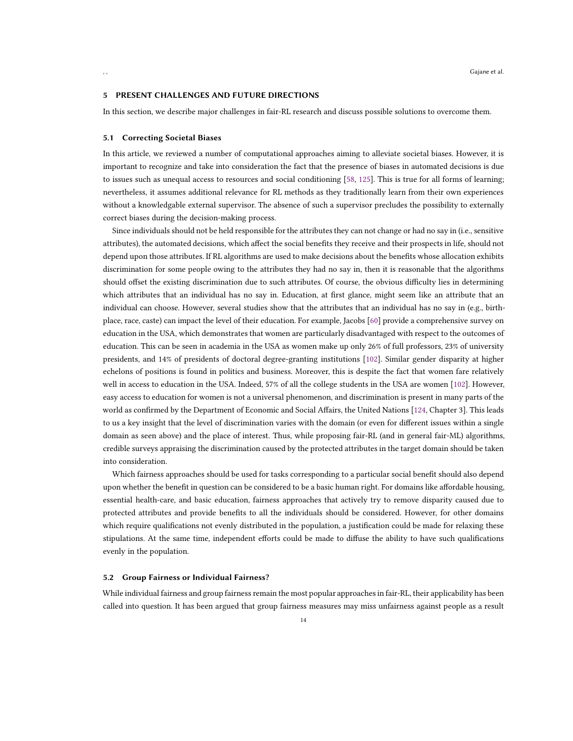## 5 PRESENT CHALLENGES AND FUTURE DIRECTIONS

In this section, we describe major challenges in fair-RL research and discuss possible solutions to overcome them.

### 5.1 Correcting Societal Biases

In this article, we reviewed a number of computational approaches aiming to alleviate societal biases. However, it is important to recognize and take into consideration the fact that the presence of biases in automated decisions is due to issues such as unequal access to resources and social conditioning [58, 125]. This is true for all forms of learning; nevertheless, it assumes additional relevance for RL methods as they traditionally learn from their own experiences without a knowledgable external supervisor. The absence of such a supervisor precludes the possibility to externally correct biases during the decision-making process.

Since individuals should not be held responsible for the attributes they can not change or had no say in (i.e., sensitive attributes), the automated decisions, which affect the social benefits they receive and their prospects in life, should not depend upon those attributes. If RL algorithms are used to make decisions about the benefits whose allocation exhibits discrimination for some people owing to the attributes they had no say in, then it is reasonable that the algorithms should offset the existing discrimination due to such attributes. Of course, the obvious difficulty lies in determining which attributes that an individual has no say in. Education, at first glance, might seem like an attribute that an individual can choose. However, several studies show that the attributes that an individual has no say in (e.g., birth-place, race, caste) can impact the level of their education. For example, Jacobs [60] provide a comprehensive survey on education in the USA, which demonstrates that women are particularly disadvantaged with respect to the outcomes of education. This can be seen in academia in the USA as women make up only 26% of full professors, 23% of university presidents, and 14% of presidents of doctoral degree-granting institutions [102]. Similar gender disparity at higher echelons of positions is found in politics and business. Moreover, this is despite the fact that women fare relatively well in access to education in the USA. Indeed, 57% of all the college students in the USA are women [102]. However, easy access to education for women is not a universal phenomenon, and discrimination is present in many parts of the world as confirmed by the Department of Economic and Social Affairs, the United Nations [124, Chapter 3]. This leads to us a key insight that the level of discrimination varies with the domain (or even for different issues within a single domain as seen above) and the place of interest. Thus, while proposing fair-RL (and in general fair-ML) algorithms, credible surveys appraising the discrimination caused by the protected attributes in the target domain should be taken into consideration.

Which fairness approaches should be used for tasks corresponding to a particular social benefit should also depend upon whether the benefit in question can be considered to be a basic human right. For domains like affordable housing, essential health-care, and basic education, fairness approaches that actively try to remove disparity caused due to protected attributes and provide benefits to all the individuals should be considered. However, for other domains which require qualifications not evenly distributed in the population, a justification could be made for relaxing these stipulations. At the same time, independent efforts could be made to diffuse the ability to have such qualifications evenly in the population.

### 5.2 Group Fairness or Individual Fairness?

While individual fairness and group fairness remain the most popular approaches in fair-RL, their applicability has been called into question. It has been argued that group fairness measures may miss unfairness against people as a result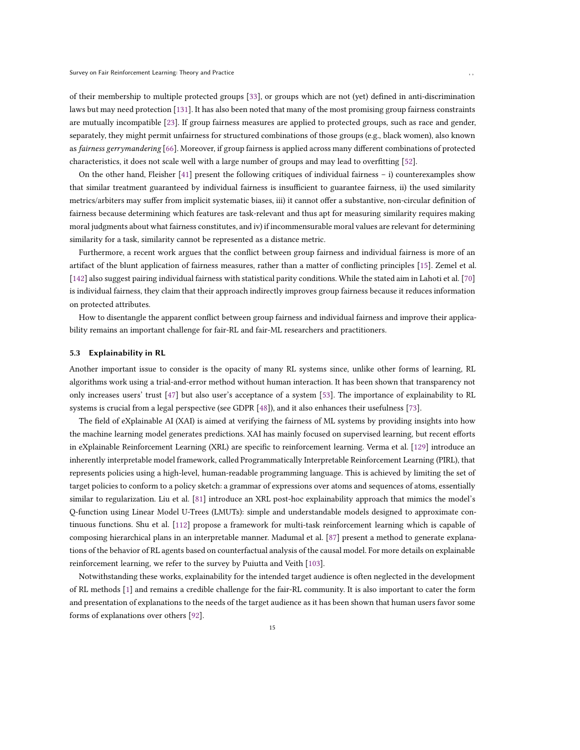of their membership to multiple protected groups [33], or groups which are not (yet) defined in anti-discrimination laws but may need protection [131]. It has also been noted that many of the most promising group fairness constraints are mutually incompatible [23]. If group fairness measures are applied to protected groups, such as race and gender, separately, they might permit unfairness for structured combinations of those groups (e.g., black women), also known as *fairness gerrymandering* [66]. Moreover, if group fairness is applied across many different combinations of protected characteristics, it does not scale well with a large number of groups and may lead to overfitting [52].

On the other hand, Fleisher [41] present the following critiques of individual fairness – i) counterexamples show that similar treatment guaranteed by individual fairness is insufficient to guarantee fairness, ii) the used similarity metrics/arbiters may suffer from implicit systematic biases, iii) it cannot offer a substantive, non-circular definition of fairness because determining which features are task-relevant and thus apt for measuring similarity requires making moral judgments about what fairness constitutes, and iv) if incommensurable moral values are relevant for determining similarity for a task, similarity cannot be represented as a distance metric.

Furthermore, a recent work argues that the conflict between group fairness and individual fairness is more of an artifact of the blunt application of fairness measures, rather than a matter of conflicting principles [15]. Zemel et al. [142] also suggest pairing individual fairness with statistical parity conditions. While the stated aim in Lahoti et al. [70] is individual fairness, they claim that their approach indirectly improves group fairness because it reduces information on protected attributes.

How to disentangle the apparent conflict between group fairness and individual fairness and improve their applicability remains an important challenge for fair-RL and fair-ML researchers and practitioners.

### 5.3 Explainability in RL

Another important issue to consider is the opacity of many RL systems since, unlike other forms of learning, RL algorithms work using a trial-and-error method without human interaction. It has been shown that transparency not only increases users' trust [47] but also user's acceptance of a system [53]. The importance of explainability to RL systems is crucial from a legal perspective (see GDPR [48]), and it also enhances their usefulness [73].

The field of eXplainable AI (XAI) is aimed at verifying the fairness of ML systems by providing insights into how the machine learning model generates predictions. XAI has mainly focused on supervised learning, but recent efforts in eXplainable Reinforcement Learning (XRL) are specific to reinforcement learning. Verma et al. [129] introduce an inherently interpretable model framework, called Programmatically Interpretable Reinforcement Learning (PIRL), that represents policies using a high-level, human-readable programming language. This is achieved by limiting the set of target policies to conform to a policy sketch: a grammar of expressions over atoms and sequences of atoms, essentially similar to regularization. Liu et al. [81] introduce an XRL post-hoc explainability approach that mimics the model's Q-function using Linear Model U-Trees (LMUTs): simple and understandable models designed to approximate continuous functions. Shu et al. [112] propose a framework for multi-task reinforcement learning which is capable of composing hierarchical plans in an interpretable manner. Madumal et al. [87] present a method to generate explanations of the behavior of RL agents based on counterfactual analysis of the causal model. For more details on explainable reinforcement learning, we refer to the survey by Puiutta and Veith [103].

Notwithstanding these works, explainability for the intended target audience is often neglected in the development of RL methods [1] and remains a credible challenge for the fair-RL community. It is also important to cater the form and presentation of explanations to the needs of the target audience as it has been shown that human users favor some forms of explanations over others [92].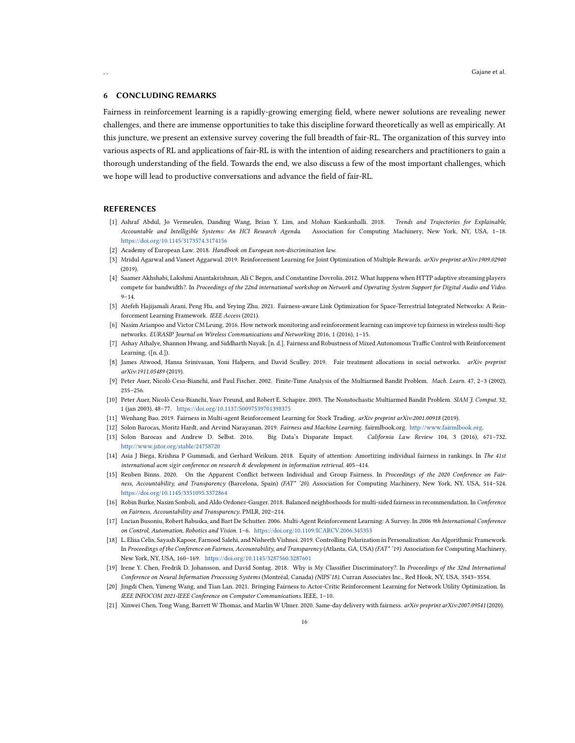## 6 CONCLUDING REMARKS

Fairness in reinforcement learning is a rapidly-growing emerging field, where newer solutions are revealing newer challenges, and there are immense opportunities to take this discipline forward theoretically as well as empirically. At this juncture, we present an extensive survey covering the full breadth of fair-RL. The organization of this survey into various aspects of RL and applications of fair-RL is with the intention of aiding researchers and practitioners to gain a thorough understanding of the field. Towards the end, we also discuss a few of the most important challenges, which we hope will lead to productive conversations and advance the field of fair-RL.

## REFERENCES

[1] Ashraf Abdul, Jo Vermeulen, Danding Wang, Brian Y. Lim, and Mohan Kankanhalli. 2018. *Trends and Trajectories for Explainable, Accountable and Intelligible Systems: An HCI Research Agenda*. Association for Computing Machinery, New York, NY, USA, 1–18. https://doi.org/10.1145/3173574.3174156

[2] Academy of European Law. 2018. *Handbook on European non-discrimination law*.

[3] Mridul Agarwal and Vaneet Aggarwal. 2019. Reinforcement Learning for Joint Optimization of Multiple Rewards. *arXiv preprint arXiv:1909.02940* (2019).

[4] Saamer Akhshabi, Lakshmi Anantakrishnan, Ali C Begen, and Constantine Dovrolis. 2012. What happens when HTTP adaptive streaming players compete for bandwidth?. In *Proceedings of the 22nd international workshop on Network and Operating System Support for Digital Audio and Video*. 9–14.

[5] Atefeh Hajijamali Arani, Peng Hu, and Yeying Zhu. 2021. Fairness-aware Link Optimization for Space-Terrestrial Integrated Networks: A Reinforcement Learning Framework. *IEEE Access* (2021).

[6] Nasim Arianpoo and Victor CM Leung. 2016. How network monitoring and reinforcement learning can improve tcp fairness in wireless multi-hop networks. *EURASIP Journal on Wireless Communications and Networking* 2016, 1 (2016), 1–15.

[7] Ashay Athalye, Shannon Hwang, and Siddharth Nayak. [n. d.]. Fairness and Robustness of Mixed Autonomous Traffic Control with Reinforcement Learning. ([n. d.]).

[8] James Atwood, Hansa Srinivasan, Yoni Halpern, and David Sculley. 2019. Fair treatment allocations in social networks. *arXiv preprint arXiv:1911.05489* (2019).

[9] Peter Auer, Nicolò Cesa-Bianchi, and Paul Fischer. 2002. Finite-Time Analysis of the Multiarmed Bandit Problem. *Mach. Learn.* 47, 2–3 (2002), 235–256.

[10] Peter Auer, Nicolò Cesa-Bianchi, Yoav Freund, and Robert E. Schapire. 2003. The Nonstochastic Multiarmed Bandit Problem. *SIAM J. Comput.* 32, 1 (jan 2003), 48–77. https://doi.org/10.1137/S0097539701398375

[11] Wenhang Bao. 2019. Fairness in Multi-agent Reinforcement Learning for Stock Trading. *arXiv preprint arXiv:2001.00918* (2019).

[12] Solon Barocas, Moritz Hardt, and Arvind Narayanan. 2019. *Fairness and Machine Learning*. fairmlbook.org. http://www.fairmlbook.org.

[13] Solon Barocas and Andrew D. Selbst. 2016. Big Data's Disparate Impact. *California Law Review* 104, 3 (2016), 671–732. http://www.jstor.org/stable/24758720

[14] Asia J Biega, Krishna P Gummadi, and Gerhard Weikum. 2018. Equity of attention: Amortizing individual fairness in rankings. In *The 41st international acm sigir conference on research & development in information retrieval*. 405–414.

[15] Reuben Binns. 2020. On the Apparent Conflict between Individual and Group Fairness. In *Proceedings of the 2020 Conference on Fairness, Accountability, and Transparency* (Barcelona, Spain) *(FAT\* '20)*. Association for Computing Machinery, New York, NY, USA, 514–524. https://doi.org/10.1145/3351095.3372864

[16] Robin Burke, Nasim Sonboli, and Aldo Ordonez-Gauger. 2018. Balanced neighborhoods for multi-sided fairness in recommendation. In *Conference on Fairness, Accountability and Transparency*. PMLR, 202–214.

[17] Lucian Busoniu, Robert Babuska, and Bart De Schutter. 2006. Multi-Agent Reinforcement Learning: A Survey. In *2006 9th International Conference on Control, Automation, Robotics and Vision*. 1–6. https://doi.org/10.1109/ICARCV.2006.345353

[18] L. Elisa Celis, Sayash Kapoor, Farnood Salehi, and Nisheeth Vishnoi. 2019. Controlling Polarization in Personalization: An Algorithmic Framework. In *Proceedings of the Conference on Fairness, Accountability, and Transparency* (Atlanta, GA, USA) *(FAT\* '19)*. Association for Computing Machinery, New York, NY, USA, 160–169. https://doi.org/10.1145/3287560.3287601

[19] Irene Y. Chen, Fredrik D. Johansson, and David Sontag. 2018. Why is My Classifier Discriminatory?. In *Proceedings of the 32nd International Conference on Neural Information Processing Systems* (Montréal, Canada) *(NIPS'18)*. Curran Associates Inc., Red Hook, NY, USA, 3543–3554.

[20] Jingdi Chen, Yimeng Wang, and Tian Lan. 2021. Bringing Fairness to Actor-Critic Reinforcement Learning for Network Utility Optimization. In *IEEE INFOCOM 2021-IEEE Conference on Computer Communications*. IEEE, 1–10.

[21] Xinwei Chen, Tong Wang, Barrett W Thomas, and Marlin W Ulmer. 2020. Same-day delivery with fairness. *arXiv preprint arXiv:2007.09541* (2020).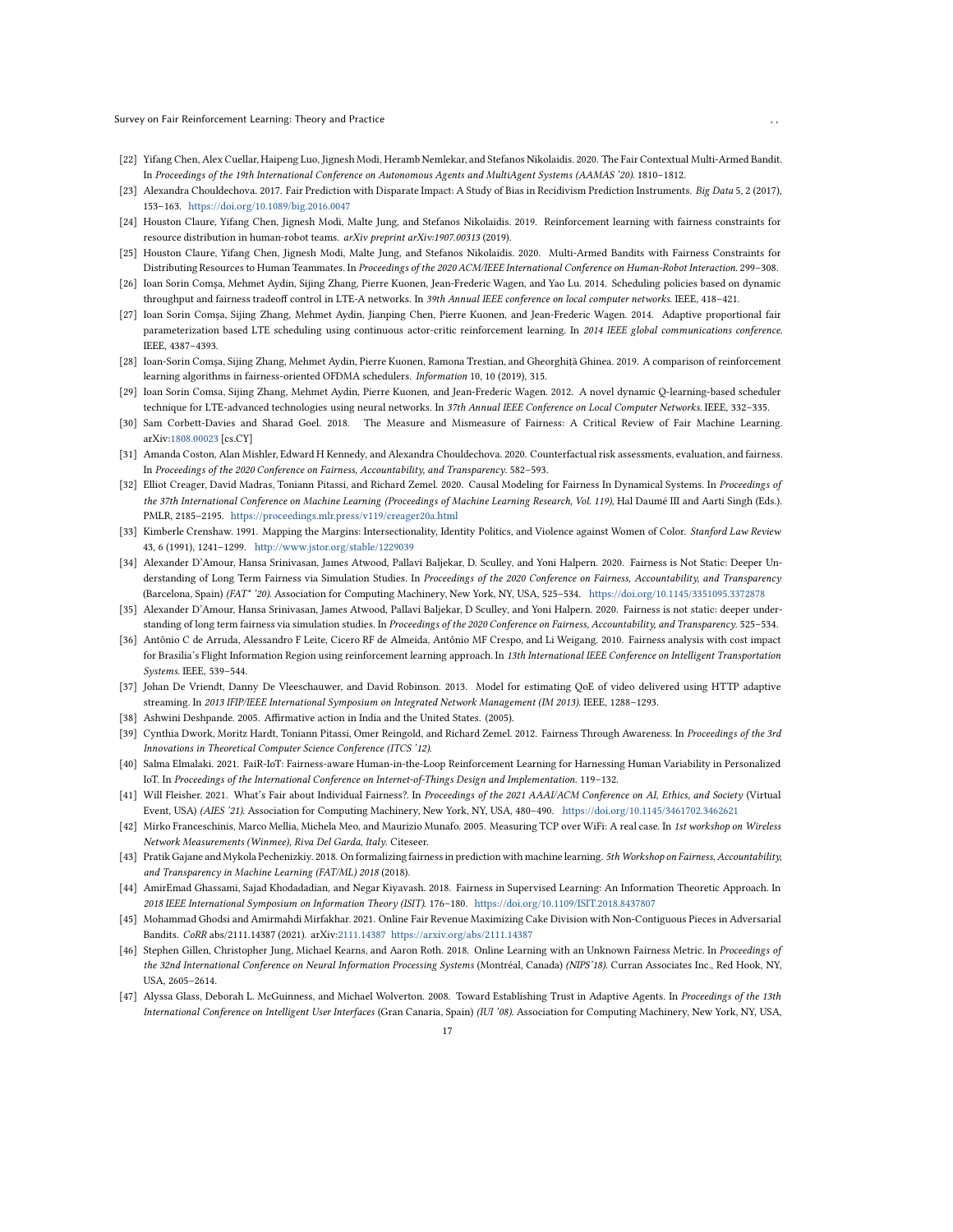- [22] Yifang Chen, Alex Cuellar, Haipeng Luo, Jignesh Modi, Heramb Nemlekar, and Stefanos Nikolaidis. 2020. The Fair Contextual Multi-Armed Bandit. In *Proceedings of the 19th International Conference on Autonomous Agents and MultiAgent Systems (AAMAS '20)*. 1810–1812.
- [23] Alexandra Chouldechova. 2017. Fair Prediction with Disparate Impact: A Study of Bias in Recidivism Prediction Instruments. *Big Data* 5, 2 (2017), 153–163. https://doi.org/10.1089/big.2016.0047
- [24] Houston Claure, Yifang Chen, Jignesh Modi, Malte Jung, and Stefanos Nikolaidis. 2019. Reinforcement learning with fairness constraints for resource distribution in human-robot teams. *arXiv preprint arXiv:1907.00313* (2019).
- [25] Houston Claure, Yifang Chen, Jignesh Modi, Malte Jung, and Stefanos Nikolaidis. 2020. Multi-Armed Bandits with Fairness Constraints for Distributing Resources to Human Teammates. In *Proceedings of the 2020 ACM/IEEE International Conference on Human-Robot Interaction*. 299–308.
- [26] Ioan Sorin Comşa, Mehmet Aydin, Sijing Zhang, Pierre Kuonen, Jean-Frederic Wagen, and Yao Lu. 2014. Scheduling policies based on dynamic throughput and fairness tradeoff control in LTE-A networks. In *39th Annual IEEE conference on local computer networks*. IEEE, 418–421.
- [27] Ioan Sorin Comşa, Sijing Zhang, Mehmet Aydin, Jianping Chen, Pierre Kuonen, and Jean-Frederic Wagen. 2014. Adaptive proportional fair parameterization based LTE scheduling using continuous actor-critic reinforcement learning. In *2014 IEEE global communications conference*. IEEE, 4387–4393.
- [28] Ioan-Sorin Comşa, Sijing Zhang, Mehmet Aydin, Pierre Kuonen, Ramona Trestian, and Gheorghiță Ghinea. 2019. A comparison of reinforcement learning algorithms in fairness-oriented OFDMA schedulers. *Information* 10, 10 (2019), 315.
- [29] Ioan Sorin Comsa, Sijing Zhang, Mehmet Aydin, Pierre Kuonen, and Jean-Frederic Wagen. 2012. A novel dynamic Q-learning-based scheduler technique for LTE-advanced technologies using neural networks. In *37th Annual IEEE Conference on Local Computer Networks*. IEEE, 332–335.
- [30] Sam Corbett-Davies and Sharad Goel. 2018. The Measure and Mismeasure of Fairness: A Critical Review of Fair Machine Learning. arXiv:1808.00023 [cs.CY]
- [31] Amanda Coston, Alan Mishler, Edward H Kennedy, and Alexandra Chouldechova. 2020. Counterfactual risk assessments, evaluation, and fairness. In *Proceedings of the 2020 Conference on Fairness, Accountability, and Transparency*. 582–593.
- [32] Elliot Creager, David Madras, Toniann Pitassi, and Richard Zemel. 2020. Causal Modeling for Fairness In Dynamical Systems. In *Proceedings of the 37th International Conference on Machine Learning (Proceedings of Machine Learning Research, Vol. 119)*, Hal Daumé III and Aarti Singh (Eds.). PMLR, 2185–2195. https://proceedings.mlr.press/v119/creager20a.html
- [33] Kimberle Crenshaw. 1991. Mapping the Margins: Intersectionality, Identity Politics, and Violence against Women of Color. *Stanford Law Review* 43, 6 (1991), 1241–1299. http://www.jstor.org/stable/1229039
- [34] Alexander D'Amour, Hansa Srinivasan, James Atwood, Pallavi Baljekar, D. Sculley, and Yoni Halpern. 2020. Fairness is Not Static: Deeper Understanding of Long Term Fairness via Simulation Studies. In *Proceedings of the 2020 Conference on Fairness, Accountability, and Transparency* (Barcelona, Spain) *(FAT* '20)*. Association for Computing Machinery, New York, NY, USA, 525–534. https://doi.org/10.1145/3351095.3372878
- [35] Alexander D'Amour, Hansa Srinivasan, James Atwood, Pallavi Baljekar, D Sculley, and Yoni Halpern. 2020. Fairness is not static: deeper understanding of long term fairness via simulation studies. In *Proceedings of the 2020 Conference on Fairness, Accountability, and Transparency*. 525–534.
- [36] Antônio C de Arruda, Alessandro F Leite, Cicero RF de Almeida, Antônio MF Crespo, and Li Weigang. 2010. Fairness analysis with cost impact for Brasilia's Flight Information Region using reinforcement learning approach. In *13th International IEEE Conference on Intelligent Transportation Systems*. IEEE, 539–544.
- [37] Johan De Vriendt, Danny De Vleeschauwer, and David Robinson. 2013. Model for estimating QoE of video delivered using HTTP adaptive streaming. In *2013 IFIP/IEEE International Symposium on Integrated Network Management (IM 2013)*. IEEE, 1288–1293.
- [38] Ashwini Deshpande. 2005. Affirmative action in India and the United States. (2005).
- [39] Cynthia Dwork, Moritz Hardt, Toniann Pitassi, Omer Reingold, and Richard Zemel. 2012. Fairness Through Awareness. In *Proceedings of the 3rd Innovations in Theoretical Computer Science Conference (ITCS '12)*.
- [40] Salma Elmalaki. 2021. FaiR-IoT: Fairness-aware Human-in-the-Loop Reinforcement Learning for Harnessing Human Variability in Personalized IoT. In *Proceedings of the International Conference on Internet-of-Things Design and Implementation*. 119–132.
- [41] Will Fleisher. 2021. What's Fair about Individual Fairness?. In *Proceedings of the 2021 AAAI/ACM Conference on AI, Ethics, and Society* (Virtual Event, USA) *(AIES '21)*. Association for Computing Machinery, New York, NY, USA, 480–490. https://doi.org/10.1145/3461702.3462621
- [42] Mirko Franceschinis, Marco Mellia, Michela Meo, and Maurizio Munafo. 2005. Measuring TCP over WiFi: A real case. In *1st workshop on Wireless Network Measurements (Winmee), Riva Del Garda, Italy*. Citeseer.
- [43] Pratik Gajane and Mykola Pechenizkiy. 2018. On formalizing fairness in prediction with machine learning. *5th Workshop on Fairness, Accountability, and Transparency in Machine Learning (FAT/ML) 2018* (2018).
- [44] AmirEmad Ghassami, Sajad Khodadadian, and Negar Kiyavash. 2018. Fairness in Supervised Learning: An Information Theoretic Approach. In *2018 IEEE International Symposium on Information Theory (ISIT)*. 176–180. https://doi.org/10.1109/ISIT.2018.8437807
- [45] Mohammad Ghodsi and Amirmahdi Mirfakhar. 2021. Online Fair Revenue Maximizing Cake Division with Non-Contiguous Pieces in Adversarial Bandits. *CoRR* abs/2111.14387 (2021). arXiv:2111.14387 https://arxiv.org/abs/2111.14387
- [46] Stephen Gillen, Christopher Jung, Michael Kearns, and Aaron Roth. 2018. Online Learning with an Unknown Fairness Metric. In *Proceedings of the 32nd International Conference on Neural Information Processing Systems* (Montréal, Canada) *(NIPS'18)*. Curran Associates Inc., Red Hook, NY, USA, 2605–2614.
- [47] Alyssa Glass, Deborah L. McGuinness, and Michael Wolverton. 2008. Toward Establishing Trust in Adaptive Agents. In *Proceedings of the 13th International Conference on Intelligent User Interfaces* (Gran Canaria, Spain) *(IUI '08)*. Association for Computing Machinery, New York, NY, USA,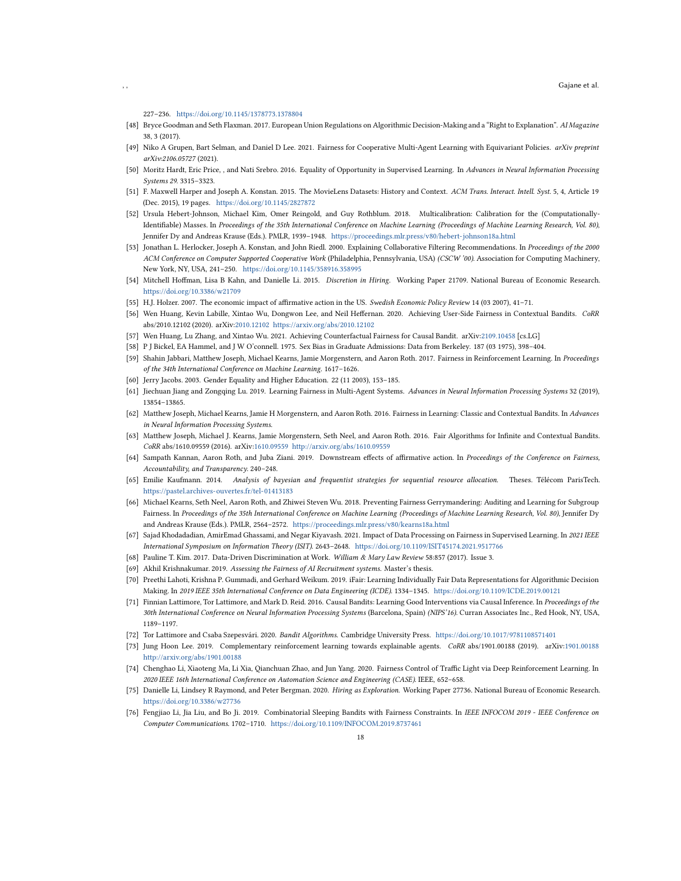227–236. https://doi.org/10.1145/1378773.1378804

[48] Bryce Goodman and Seth Flaxman. 2017. European Union Regulations on Algorithmic Decision-Making and a "Right to Explanation". *AI Magazine* 38, 3 (2017).

[49] Niko A Grupen, Bart Selman, and Daniel D Lee. 2021. Fairness for Cooperative Multi-Agent Learning with Equivariant Policies. *arXiv preprint arXiv:2106.05727* (2021).

[50] Moritz Hardt, Eric Price, , and Nati Srebro. 2016. Equality of Opportunity in Supervised Learning. In *Advances in Neural Information Processing Systems 29*. 3315–3323.

[51] F. Maxwell Harper and Joseph A. Konstan. 2015. The MovieLens Datasets: History and Context. *ACM Trans. Interact. Intell. Syst.* 5, 4, Article 19 (Dec. 2015), 19 pages. https://doi.org/10.1145/2827872

[52] Ursula Hebert-Johnson, Michael Kim, Omer Reingold, and Guy Rothblum. 2018. Multicalibration: Calibration for the (Computationally-Identifiable) Masses. In *Proceedings of the 35th International Conference on Machine Learning (Proceedings of Machine Learning Research, Vol. 80)*, Jennifer Dy and Andreas Krause (Eds.). PMLR, 1939–1948. https://proceedings.mlr.press/v80/hebert-johnson18a.html

[53] Jonathan L. Herlocker, Joseph A. Konstan, and John Riedl. 2000. Explaining Collaborative Filtering Recommendations. In *Proceedings of the 2000 ACM Conference on Computer Supported Cooperative Work* (Philadelphia, Pennsylvania, USA) *(CSCW '00)*. Association for Computing Machinery, New York, NY, USA, 241–250. https://doi.org/10.1145/358916.358995

[54] Mitchell Hoffman, Lisa B Kahn, and Danielle Li. 2015. *Discretion in Hiring*. Working Paper 21709. National Bureau of Economic Research. https://doi.org/10.3386/w21709

[55] H.J. Holzer. 2007. The economic impact of affirmative action in the US. *Swedish Economic Policy Review* 14 (03 2007), 41–71.

[56] Wen Huang, Kevin Labille, Xintao Wu, Dongwon Lee, and Neil Heffernan. 2020. Achieving User-Side Fairness in Contextual Bandits. *CoRR* abs/2010.12102 (2020). arXiv:2010.12102 https://arxiv.org/abs/2010.12102

[57] Wen Huang, Lu Zhang, and Xintao Wu. 2021. Achieving Counterfactual Fairness for Causal Bandit. arXiv:2109.10458 [cs.LG]

[58] P J Bickel, EA Hammel, and J W O'connell. 1975. Sex Bias in Graduate Admissions: Data from Berkeley. 187 (03 1975), 398–404.

[59] Shahin Jabbari, Matthew Joseph, Michael Kearns, Jamie Morgenstern, and Aaron Roth. 2017. Fairness in Reinforcement Learning. In *Proceedings of the 34th International Conference on Machine Learning*. 1617–1626.

[60] Jerry Jacobs. 2003. Gender Equality and Higher Education. 22 (11 2003), 153–185.

[61] Jiechuan Jiang and Zongqing Lu. 2019. Learning Fairness in Multi-Agent Systems. *Advances in Neural Information Processing Systems* 32 (2019), 13854–13865.

[62] Matthew Joseph, Michael Kearns, Jamie H Morgenstern, and Aaron Roth. 2016. Fairness in Learning: Classic and Contextual Bandits. In *Advances in Neural Information Processing Systems*.

[63] Matthew Joseph, Michael J. Kearns, Jamie Morgenstern, Seth Neel, and Aaron Roth. 2016. Fair Algorithms for Infinite and Contextual Bandits. *CoRR* abs/1610.09559 (2016). arXiv:1610.09559 http://arxiv.org/abs/1610.09559

[64] Sampath Kannan, Aaron Roth, and Juba Ziani. 2019. Downstream effects of affirmative action. In *Proceedings of the Conference on Fairness, Accountability, and Transparency*. 240–248.

[65] Emilie Kaufmann. 2014. *Analysis of bayesian and frequentist strategies for sequential resource allocation.* Theses. Télécom ParisTech. https://pastel.archives-ouvertes.fr/tel-01413183

[66] Michael Kearns, Seth Neel, Aaron Roth, and Zhiwei Steven Wu. 2018. Preventing Fairness Gerrymandering: Auditing and Learning for Subgroup Fairness. In *Proceedings of the 35th International Conference on Machine Learning (Proceedings of Machine Learning Research, Vol. 80)*, Jennifer Dy and Andreas Krause (Eds.). PMLR, 2564–2572. https://proceedings.mlr.press/v80/kearns18a.html

[67] Sajad Khodadadian, AmirEmad Ghassami, and Negar Kiyavash. 2021. Impact of Data Processing on Fairness in Supervised Learning. In *2021 IEEE International Symposium on Information Theory (ISIT)*. 2643–2648. https://doi.org/10.1109/ISIT45174.2021.9517766

[68] Pauline T. Kim. 2017. Data-Driven Discrimination at Work. *William & Mary Law Review* 58:857 (2017). Issue 3.

[69] Akhil Krishnakumar. 2019. *Assessing the Fairness of AI Recruitment systems.* Master's thesis.

[70] Preethi Lahoti, Krishna P. Gummadi, and Gerhard Weikum. 2019. iFair: Learning Individually Fair Data Representations for Algorithmic Decision Making. In *2019 IEEE 35th International Conference on Data Engineering (ICDE)*. 1334–1345. https://doi.org/10.1109/ICDE.2019.00121

[71] Finnian Lattimore, Tor Lattimore, and Mark D. Reid. 2016. Causal Bandits: Learning Good Interventions via Causal Inference. In *Proceedings of the 30th International Conference on Neural Information Processing Systems* (Barcelona, Spain) *(NIPS'16)*. Curran Associates Inc., Red Hook, NY, USA, 1189–1197.

[72] Tor Lattimore and Csaba Szepesvári. 2020. *Bandit Algorithms.* Cambridge University Press. https://doi.org/10.1017/9781108571401

[73] Jung Hoon Lee. 2019. Complementary reinforcement learning towards explainable agents. *CoRR* abs/1901.00188 (2019). arXiv:1901.00188 http://arxiv.org/abs/1901.00188

[74] Chenghao Li, Xiaoteng Ma, Li Xia, Qianchuan Zhao, and Jun Yang. 2020. Fairness Control of Traffic Light via Deep Reinforcement Learning. In *2020 IEEE 16th International Conference on Automation Science and Engineering (CASE)*. IEEE, 652–658.

[75] Danielle Li, Lindsey R Raymond, and Peter Bergman. 2020. *Hiring as Exploration.* Working Paper 27736. National Bureau of Economic Research. https://doi.org/10.3386/w27736

[76] Fengjiao Li, Jia Liu, and Bo Ji. 2019. Combinatorial Sleeping Bandits with Fairness Constraints. In *IEEE INFOCOM 2019 - IEEE Conference on Computer Communications*. 1702–1710. https://doi.org/10.1109/INFOCOM.2019.8737461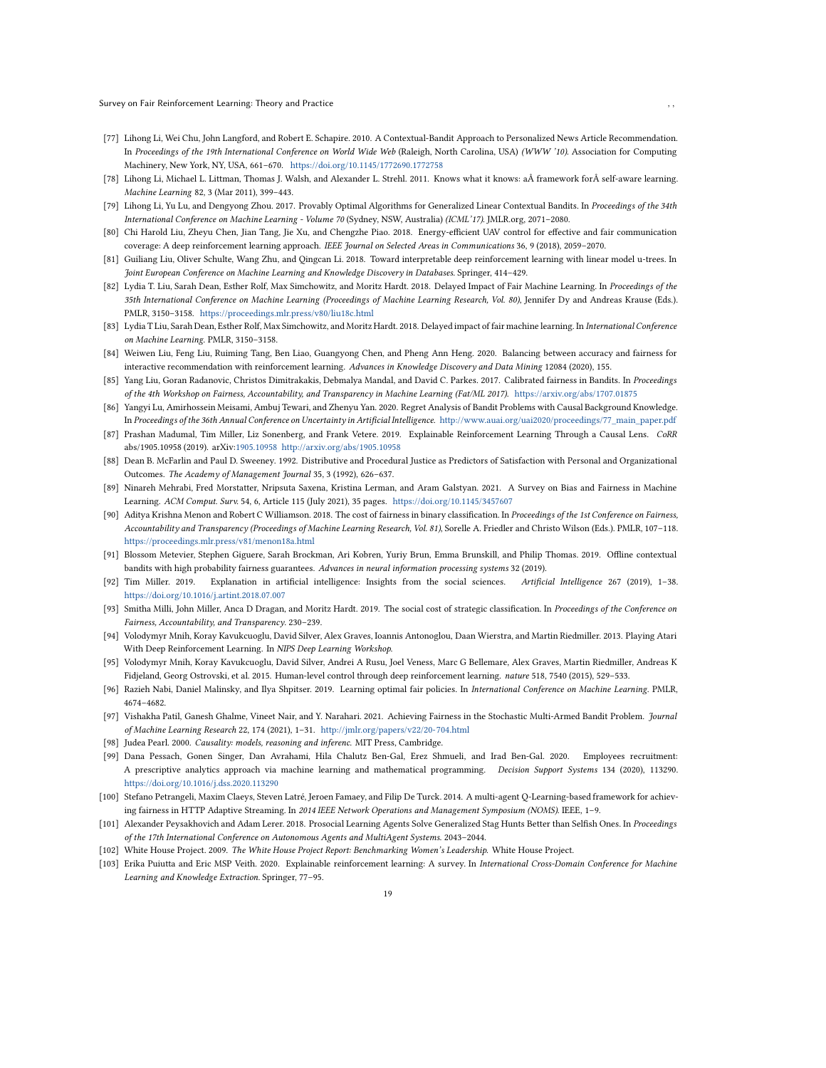[77] Lihong Li, Wei Chu, John Langford, and Robert E. Schapire. 2010. A Contextual-Bandit Approach to Personalized News Article Recommendation. In *Proceedings of the 19th International Conference on World Wide Web* (Raleigh, North Carolina, USA) *(WWW '10)*. Association for Computing Machinery, New York, NY, USA, 661–670. https://doi.org/10.1145/1772690.1772758

[78] Lihong Li, Michael L. Littman, Thomas J. Walsh, and Alexander L. Strehl. 2011. Knows what it knows: aÂ framework forÂ self-aware learning. *Machine Learning* 82, 3 (Mar 2011), 399–443.

[79] Lihong Li, Yu Lu, and Dengyong Zhou. 2017. Provably Optimal Algorithms for Generalized Linear Contextual Bandits. In *Proceedings of the 34th International Conference on Machine Learning - Volume 70* (Sydney, NSW, Australia) *(ICML'17)*. JMLR.org, 2071–2080.

[80] Chi Harold Liu, Zheyu Chen, Jian Tang, Jie Xu, and Chengzhe Piao. 2018. Energy-efficient UAV control for effective and fair communication coverage: A deep reinforcement learning approach. *IEEE Journal on Selected Areas in Communications* 36, 9 (2018), 2059–2070.

[81] Guiliang Liu, Oliver Schulte, Wang Zhu, and Qingcan Li. 2018. Toward interpretable deep reinforcement learning with linear model u-trees. In *Joint European Conference on Machine Learning and Knowledge Discovery in Databases*. Springer, 414–429.

[82] Lydia T. Liu, Sarah Dean, Esther Rolf, Max Simchowitz, and Moritz Hardt. 2018. Delayed Impact of Fair Machine Learning. In *Proceedings of the 35th International Conference on Machine Learning (Proceedings of Machine Learning Research, Vol. 80)*, Jennifer Dy and Andreas Krause (Eds.). PMLR, 3150–3158. https://proceedings.mlr.press/v80/liu18c.html

[83] Lydia T Liu, Sarah Dean, Esther Rolf, Max Simchowitz, and Moritz Hardt. 2018. Delayed impact of fair machine learning. In *International Conference on Machine Learning*. PMLR, 3150–3158.

[84] Weiwen Liu, Feng Liu, Ruiming Tang, Ben Liao, Guangyong Chen, and Pheng Ann Heng. 2020. Balancing between accuracy and fairness for interactive recommendation with reinforcement learning. *Advances in Knowledge Discovery and Data Mining* 12084 (2020), 155.

[85] Yang Liu, Goran Radanovic, Christos Dimitrakakis, Debmalya Mandal, and David C. Parkes. 2017. Calibrated fairness in Bandits. In *Proceedings of the 4th Workshop on Fairness, Accountability, and Transparency in Machine Learning (Fat/ML 2017)*. https://arxiv.org/abs/1707.01875

[86] Yangyi Lu, Amirhossein Meisami, Ambuj Tewari, and Zhenyu Yan. 2020. Regret Analysis of Bandit Problems with Causal Background Knowledge. In *Proceedings of the 36th Annual Conference on Uncertainty in Artificial Intelligence*. http://www.auai.org/uai2020/proceedings/77_main_paper.pdf

[87] Prashan Madumal, Tim Miller, Liz Sonenberg, and Frank Vetere. 2019. Explainable Reinforcement Learning Through a Causal Lens. *CoRR* abs/1905.10958 (2019). arXiv:1905.10958 http://arxiv.org/abs/1905.10958

[88] Dean B. McFarlin and Paul D. Sweeney. 1992. Distributive and Procedural Justice as Predictors of Satisfaction with Personal and Organizational Outcomes. *The Academy of Management Journal* 35, 3 (1992), 626–637.

[89] Ninareh Mehrabi, Fred Morstatter, Nripsuta Saxena, Kristina Lerman, and Aram Galstyan. 2021. A Survey on Bias and Fairness in Machine Learning. *ACM Comput. Surv.* 54, 6, Article 115 (July 2021), 35 pages. https://doi.org/10.1145/3457607

[90] Aditya Krishna Menon and Robert C Williamson. 2018. The cost of fairness in binary classification. In *Proceedings of the 1st Conference on Fairness, Accountability and Transparency (Proceedings of Machine Learning Research, Vol. 81)*, Sorelle A. Friedler and Christo Wilson (Eds.). PMLR, 107–118. https://proceedings.mlr.press/v81/menon18a.html

[91] Blossom Metevier, Stephen Giguere, Sarah Brockman, Ari Kobren, Yuriy Brun, Emma Brunskill, and Philip Thomas. 2019. Offline contextual bandits with high probability fairness guarantees. *Advances in neural information processing systems* 32 (2019).

[92] Tim Miller. 2019. Explanation in artificial intelligence: Insights from the social sciences. *Artificial Intelligence* 267 (2019), 1–38. https://doi.org/10.1016/j.artint.2018.07.007

[93] Smitha Milli, John Miller, Anca D Dragan, and Moritz Hardt. 2019. The social cost of strategic classification. In *Proceedings of the Conference on Fairness, Accountability, and Transparency*. 230–239.

[94] Volodymyr Mnih, Koray Kavukcuoglu, David Silver, Alex Graves, Ioannis Antonoglou, Daan Wierstra, and Martin Riedmiller. 2013. Playing Atari With Deep Reinforcement Learning. In *NIPS Deep Learning Workshop*.

[95] Volodymyr Mnih, Koray Kavukcuoglu, David Silver, Andrei A Rusu, Joel Veness, Marc G Bellemare, Alex Graves, Martin Riedmiller, Andreas K Fidjeland, Georg Ostrovski, et al. 2015. Human-level control through deep reinforcement learning. *nature* 518, 7540 (2015), 529–533.

[96] Razieh Nabi, Daniel Malinsky, and Ilya Shpitser. 2019. Learning optimal fair policies. In *International Conference on Machine Learning*. PMLR, 4674–4682.

[97] Vishakha Patil, Ganesh Ghalme, Vineet Nair, and Y. Narahari. 2021. Achieving Fairness in the Stochastic Multi-Armed Bandit Problem. *Journal of Machine Learning Research* 22, 174 (2021), 1–31. http://jmlr.org/papers/v22/20-704.html

[98] Judea Pearl. 2000. *Causality: models, reasoning and inferenc.* MIT Press, Cambridge.

[99] Dana Pessach, Gonen Singer, Dan Avrahami, Hila Chalutz Ben-Gal, Erez Shmueli, and Irad Ben-Gal. 2020. Employees recruitment: A prescriptive analytics approach via machine learning and mathematical programming. *Decision Support Systems* 134 (2020), 113290. https://doi.org/10.1016/j.dss.2020.113290

[100] Stefano Petrangeli, Maxim Claeys, Steven Latré, Jeroen Famaey, and Filip De Turck. 2014. A multi-agent Q-Learning-based framework for achieving fairness in HTTP Adaptive Streaming. In *2014 IEEE Network Operations and Management Symposium (NOMS)*. IEEE, 1–9.

[101] Alexander Peysakhovich and Adam Lerer. 2018. Prosocial Learning Agents Solve Generalized Stag Hunts Better than Selfish Ones. In *Proceedings of the 17th International Conference on Autonomous Agents and MultiAgent Systems*. 2043–2044.

[102] White House Project. 2009. *The White House Project Report: Benchmarking Women's Leadership.* White House Project.

[103] Erika Puiutta and Eric MSP Veith. 2020. Explainable reinforcement learning: A survey. In *International Cross-Domain Conference for Machine Learning and Knowledge Extraction*. Springer, 77–95.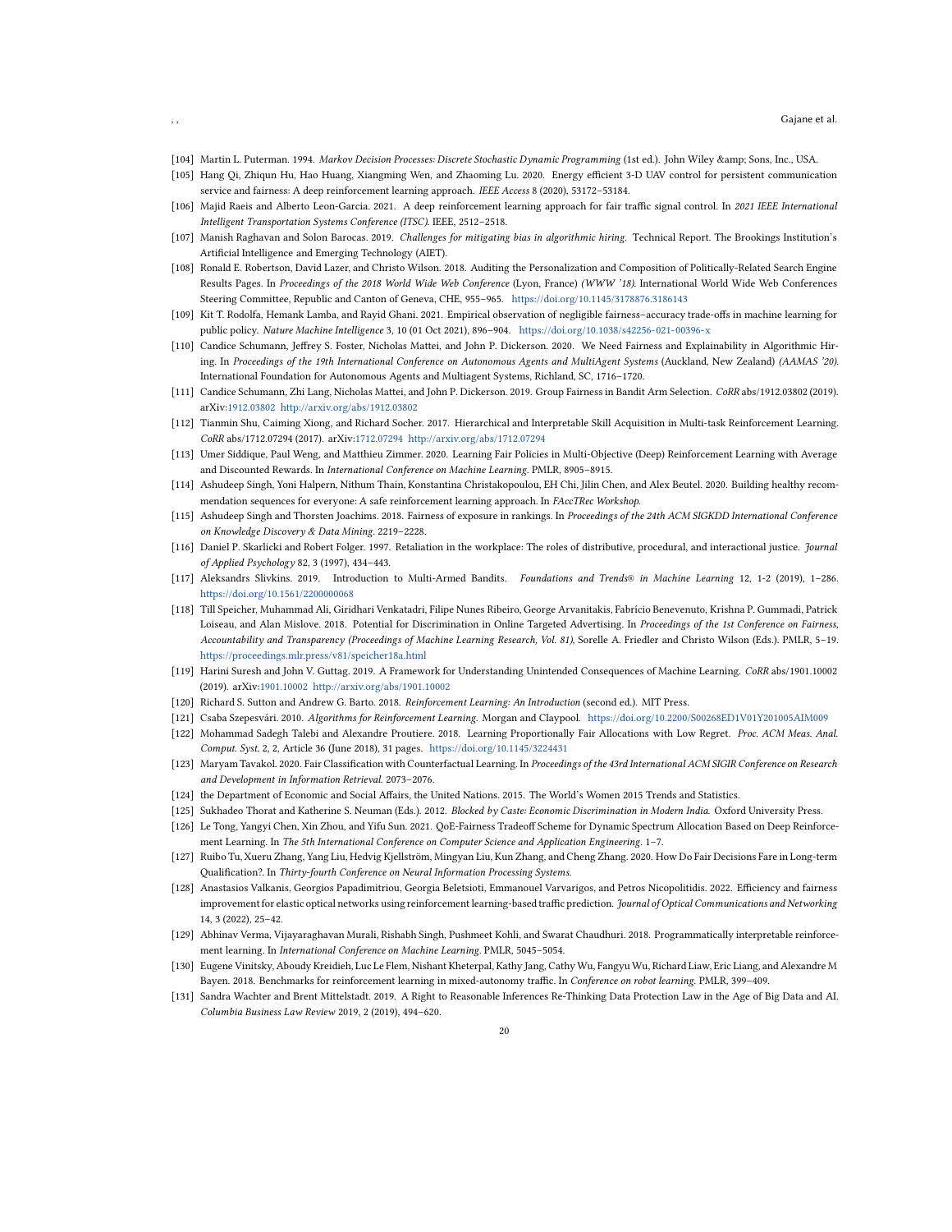[104] Martin L. Puterman. 1994. *Markov Decision Processes: Discrete Stochastic Dynamic Programming* (1st ed.). John Wiley &amp; Sons, Inc., USA.

[105] Hang Qi, Zhiqun Hu, Hao Huang, Xiangming Wen, and Zhaoming Lu. 2020. Energy efficient 3-D UAV control for persistent communication service and fairness: A deep reinforcement learning approach. *IEEE Access* 8 (2020), 53172–53184.

[106] Majid Raeis and Alberto Leon-Garcia. 2021. A deep reinforcement learning approach for fair traffic signal control. In *2021 IEEE International Intelligent Transportation Systems Conference (ITSC)*. IEEE, 2512–2518.

[107] Manish Raghavan and Solon Barocas. 2019. *Challenges for mitigating bias in algorithmic hiring.* Technical Report. The Brookings Institution's Artificial Intelligence and Emerging Technology (AIET).

[108] Ronald E. Robertson, David Lazer, and Christo Wilson. 2018. Auditing the Personalization and Composition of Politically-Related Search Engine Results Pages. In *Proceedings of the 2018 World Wide Web Conference* (Lyon, France) *(WWW '18)*. International World Wide Web Conferences Steering Committee, Republic and Canton of Geneva, CHE, 955–965. https://doi.org/10.1145/3178876.3186143

[109] Kit T. Rodolfa, Hemank Lamba, and Rayid Ghani. 2021. Empirical observation of negligible fairness–accuracy trade-offs in machine learning for public policy. *Nature Machine Intelligence* 3, 10 (01 Oct 2021), 896–904. https://doi.org/10.1038/s42256-021-00396-x

[110] Candice Schumann, Jeffrey S. Foster, Nicholas Mattei, and John P. Dickerson. 2020. We Need Fairness and Explainability in Algorithmic Hiring. In *Proceedings of the 19th International Conference on Autonomous Agents and MultiAgent Systems* (Auckland, New Zealand) *(AAMAS '20)*. International Foundation for Autonomous Agents and Multiagent Systems, Richland, SC, 1716–1720.

[111] Candice Schumann, Zhi Lang, Nicholas Mattei, and John P. Dickerson. 2019. Group Fairness in Bandit Arm Selection. *CoRR* abs/1912.03802 (2019). arXiv:1912.03802 http://arxiv.org/abs/1912.03802

[112] Tianmin Shu, Caiming Xiong, and Richard Socher. 2017. Hierarchical and Interpretable Skill Acquisition in Multi-task Reinforcement Learning. *CoRR* abs/1712.07294 (2017). arXiv:1712.07294 http://arxiv.org/abs/1712.07294

[113] Umer Siddique, Paul Weng, and Matthieu Zimmer. 2020. Learning Fair Policies in Multi-Objective (Deep) Reinforcement Learning with Average and Discounted Rewards. In *International Conference on Machine Learning*. PMLR, 8905–8915.

[114] Ashudeep Singh, Yoni Halpern, Nithum Thain, Konstantina Christakopoulou, EH Chi, Jilin Chen, and Alex Beutel. 2020. Building healthy recommendation sequences for everyone: A safe reinforcement learning approach. In *FAccTRec Workshop*.

[115] Ashudeep Singh and Thorsten Joachims. 2018. Fairness of exposure in rankings. In *Proceedings of the 24th ACM SIGKDD International Conference on Knowledge Discovery & Data Mining*. 2219–2228.

[116] Daniel P. Skarlicki and Robert Folger. 1997. Retaliation in the workplace: The roles of distributive, procedural, and interactional justice. *Journal of Applied Psychology* 82, 3 (1997), 434–443.

[117] Aleksandrs Slivkins. 2019. Introduction to Multi-Armed Bandits. *Foundations and Trends® in Machine Learning* 12, 1-2 (2019), 1–286. https://doi.org/10.1561/2200000068

[118] Till Speicher, Muhammad Ali, Giridhari Venkatadri, Filipe Nunes Ribeiro, George Arvanitakis, Fabrício Benevenuto, Krishna P. Gummadi, Patrick Loiseau, and Alan Mislove. 2018. Potential for Discrimination in Online Targeted Advertising. In *Proceedings of the 1st Conference on Fairness, Accountability and Transparency (Proceedings of Machine Learning Research, Vol. 81)*, Sorelle A. Friedler and Christo Wilson (Eds.). PMLR, 5–19. https://proceedings.mlr.press/v81/speicher18a.html

[119] Harini Suresh and John V. Guttag. 2019. A Framework for Understanding Unintended Consequences of Machine Learning. *CoRR* abs/1901.10002 (2019). arXiv:1901.10002 http://arxiv.org/abs/1901.10002

[120] Richard S. Sutton and Andrew G. Barto. 2018. *Reinforcement Learning: An Introduction* (second ed.). MIT Press.

[121] Csaba Szepesvári. 2010. *Algorithms for Reinforcement Learning.* Morgan and Claypool. https://doi.org/10.2200/S00268ED1V01Y201005AIM009

[122] Mohammad Sadegh Talebi and Alexandre Proutiere. 2018. Learning Proportionally Fair Allocations with Low Regret. *Proc. ACM Meas. Anal. Comput. Syst.* 2, 2, Article 36 (June 2018), 31 pages. https://doi.org/10.1145/3224431

[123] Maryam Tavakol. 2020. Fair Classification with Counterfactual Learning. In *Proceedings of the 43rd International ACM SIGIR Conference on Research and Development in Information Retrieval*. 2073–2076.

[124] the Department of Economic and Social Affairs, the United Nations. 2015. The World's Women 2015 Trends and Statistics.

[125] Sukhadeo Thorat and Katherine S. Neuman (Eds.). 2012. *Blocked by Caste: Economic Discrimination in Modern India.* Oxford University Press.

[126] Le Tong, Yangyi Chen, Xin Zhou, and Yifu Sun. 2021. QoE-Fairness Tradeoff Scheme for Dynamic Spectrum Allocation Based on Deep Reinforcement Learning. In *The 5th International Conference on Computer Science and Application Engineering*. 1–7.

[127] Ruibo Tu, Xueru Zhang, Yang Liu, Hedvig Kjellström, Mingyan Liu, Kun Zhang, and Cheng Zhang. 2020. How Do Fair Decisions Fare in Long-term Qualification?. In *Thirty-fourth Conference on Neural Information Processing Systems*.

[128] Anastasios Valkanis, Georgios Papadimitriou, Georgia Beletsioti, Emmanouel Varvarigos, and Petros Nicopolitidis. 2022. Efficiency and fairness improvement for elastic optical networks using reinforcement learning-based traffic prediction. *Journal of Optical Communications and Networking* 14, 3 (2022), 25–42.

[129] Abhinav Verma, Vijayaraghavan Murali, Rishabh Singh, Pushmeet Kohli, and Swarat Chaudhuri. 2018. Programmatically interpretable reinforcement learning. In *International Conference on Machine Learning*. PMLR, 5045–5054.

[130] Eugene Vinitsky, Aboudy Kreidieh, Luc Le Flem, Nishant Kheterpal, Kathy Jang, Cathy Wu, Fangyu Wu, Richard Liaw, Eric Liang, and Alexandre M Bayen. 2018. Benchmarks for reinforcement learning in mixed-autonomy traffic. In *Conference on robot learning*. PMLR, 399–409.

[131] Sandra Wachter and Brent Mittelstadt. 2019. A Right to Reasonable Inferences Re-Thinking Data Protection Law in the Age of Big Data and AI. *Columbia Business Law Review* 2019, 2 (2019), 494–620.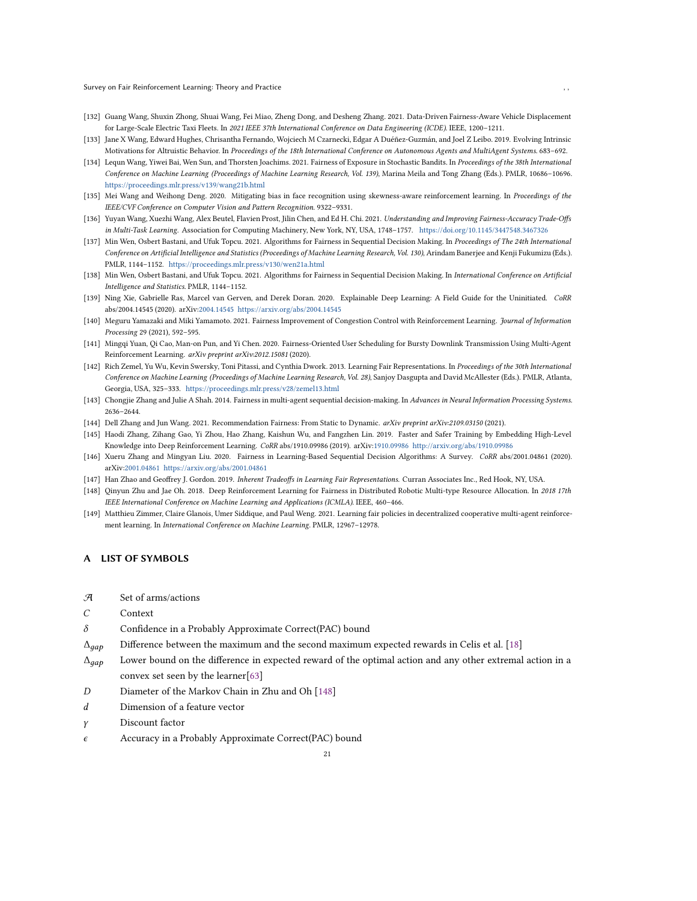- [132] Guang Wang, Shuxin Zhong, Shuai Wang, Fei Miao, Zheng Dong, and Desheng Zhang. 2021. Data-Driven Fairness-Aware Vehicle Displacement for Large-Scale Electric Taxi Fleets. In *2021 IEEE 37th International Conference on Data Engineering (ICDE)*. IEEE, 1200–1211.
- [133] Jane X Wang, Edward Hughes, Chrisantha Fernando, Wojciech M Czarnecki, Edgar A Duéñez-Guzmán, and Joel Z Leibo. 2019. Evolving Intrinsic Motivations for Altruistic Behavior. In *Proceedings of the 18th International Conference on Autonomous Agents and MultiAgent Systems*. 683–692.
- [134] Lequn Wang, Yiwei Bai, Wen Sun, and Thorsten Joachims. 2021. Fairness of Exposure in Stochastic Bandits. In *Proceedings of the 38th International Conference on Machine Learning (Proceedings of Machine Learning Research, Vol. 139)*, Marina Meila and Tong Zhang (Eds.). PMLR, 10686–10696. https://proceedings.mlr.press/v139/wang21b.html
- [135] Mei Wang and Weihong Deng. 2020. Mitigating bias in face recognition using skewness-aware reinforcement learning. In *Proceedings of the IEEE/CVF Conference on Computer Vision and Pattern Recognition*. 9322–9331.
- [136] Yuyan Wang, Xuezhi Wang, Alex Beutel, Flavien Prost, Jilin Chen, and Ed H. Chi. 2021. *Understanding and Improving Fairness-Accuracy Trade-Offs in Multi-Task Learning*. Association for Computing Machinery, New York, NY, USA, 1748–1757. https://doi.org/10.1145/3447548.3467326
- [137] Min Wen, Osbert Bastani, and Ufuk Topcu. 2021. Algorithms for Fairness in Sequential Decision Making. In *Proceedings of The 24th International Conference on Artificial Intelligence and Statistics (Proceedings of Machine Learning Research, Vol. 130)*, Arindam Banerjee and Kenji Fukumizu (Eds.). PMLR, 1144–1152. https://proceedings.mlr.press/v130/wen21a.html
- [138] Min Wen, Osbert Bastani, and Ufuk Topcu. 2021. Algorithms for Fairness in Sequential Decision Making. In *International Conference on Artificial Intelligence and Statistics*. PMLR, 1144–1152.
- [139] Ning Xie, Gabrielle Ras, Marcel van Gerven, and Derek Doran. 2020. Explainable Deep Learning: A Field Guide for the Uninitiated. *CoRR* abs/2004.14545 (2020). arXiv:2004.14545 https://arxiv.org/abs/2004.14545
- [140] Meguru Yamazaki and Miki Yamamoto. 2021. Fairness Improvement of Congestion Control with Reinforcement Learning. *Journal of Information Processing* 29 (2021), 592–595.
- [141] Mingqi Yuan, Qi Cao, Man-on Pun, and Yi Chen. 2020. Fairness-Oriented User Scheduling for Bursty Downlink Transmission Using Multi-Agent Reinforcement Learning. *arXiv preprint arXiv:2012.15081* (2020).
- [142] Rich Zemel, Yu Wu, Kevin Swersky, Toni Pitassi, and Cynthia Dwork. 2013. Learning Fair Representations. In *Proceedings of the 30th International Conference on Machine Learning (Proceedings of Machine Learning Research, Vol. 28)*, Sanjoy Dasgupta and David McAllester (Eds.). PMLR, Atlanta, Georgia, USA, 325–333. https://proceedings.mlr.press/v28/zemel13.html
- [143] Chongjie Zhang and Julie A Shah. 2014. Fairness in multi-agent sequential decision-making. In *Advances in Neural Information Processing Systems*. 2636–2644.
- [144] Dell Zhang and Jun Wang. 2021. Recommendation Fairness: From Static to Dynamic. *arXiv preprint arXiv:2109.03150* (2021).
- [145] Haodi Zhang, Zihang Gao, Yi Zhou, Hao Zhang, Kaishun Wu, and Fangzhen Lin. 2019. Faster and Safer Training by Embedding High-Level Knowledge into Deep Reinforcement Learning. *CoRR* abs/1910.09986 (2019). arXiv:1910.09986 http://arxiv.org/abs/1910.09986
- [146] Xueru Zhang and Mingyan Liu. 2020. Fairness in Learning-Based Sequential Decision Algorithms: A Survey. *CoRR* abs/2001.04861 (2020). arXiv:2001.04861 https://arxiv.org/abs/2001.04861
- [147] Han Zhao and Geoffrey J. Gordon. 2019. *Inherent Tradeoffs in Learning Fair Representations*. Curran Associates Inc., Red Hook, NY, USA.
- [148] Qinyun Zhu and Jae Oh. 2018. Deep Reinforcement Learning for Fairness in Distributed Robotic Multi-type Resource Allocation. In *2018 17th IEEE International Conference on Machine Learning and Applications (ICMLA)*. IEEE, 460–466.
- [149] Matthieu Zimmer, Claire Glanois, Umer Siddique, and Paul Weng. 2021. Learning fair policies in decentralized cooperative multi-agent reinforcement learning. In *International Conference on Machine Learning*. PMLR, 12967–12978.

# A LIST OF SYMBOLS

| Symbol | Description |
|---|---|
| $\mathcal{A}$ | Set of arms/actions |
| $C$ | Context |
| $\delta$ | Confidence in a Probably Approximate Correct(PAC) bound |
| $\Delta_{gap}$ | Difference between the maximum and the second maximum expected rewards in Celis et al. [18] |
| $\Delta_{gap}$ | Lower bound on the difference in expected reward of the optimal action and any other extremal action in a convex set seen by the learner[63] |
| $D$ | Diameter of the Markov Chain in Zhu and Oh [148] |
| $d$ | Dimension of a feature vector |
| $\gamma$ | Discount factor |
| $\epsilon$ | Accuracy in a Probably Approximate Correct(PAC) bound |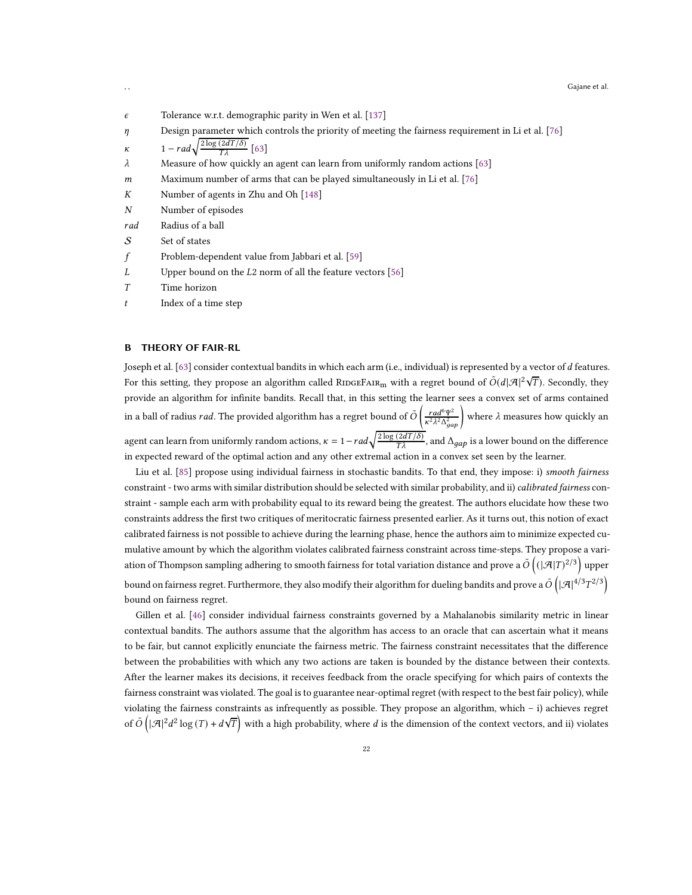| | |
|---|---|
| $\epsilon$ | Tolerance w.r.t. demographic parity in Wen et al. [137] |
| $\eta$ | Design parameter which controls the priority of meeting the fairness requirement in Li et al. [76] |
| $\kappa$ | $1 - rad\sqrt{\frac{2\log(2dT/\delta)}{T\lambda}}$ [63] |
| $\lambda$ | Measure of how quickly an agent can learn from uniformly random actions [63] |
| $m$ | Maximum number of arms that can be played simultaneously in Li et al. [76] |
| $K$ | Number of agents in Zhu and Oh [148] |
| $N$ | Number of episodes |
| $rad$ | Radius of a ball |
| $\mathcal{S}$ | Set of states |
| $f$ | Problem-dependent value from Jabbari et al. [59] |
| $L$ | Upper bound on the $L2$ norm of all the feature vectors [56] |
| $T$ | Time horizon |
| $t$ | Index of a time step |

## B THEORY OF FAIR-RL

Joseph et al. [63] consider contextual bandits in which each arm (i.e., individual) is represented by a vector of $d$ features. For this setting, they propose an algorithm called RidgeFair$_m$ with a regret bound of $\tilde{O}(d|\mathcal{A}|^2\sqrt{T})$. Secondly, they provide an algorithm for infinite bandits. Recall that, in this setting the learner sees a convex set of arms contained in a ball of radius $rad$. The provided algorithm has a regret bound of $\tilde{O}\left(\frac{rad^6\Psi^2}{\kappa^2\lambda^2\Delta_{gap}^2}\right)$ where $\lambda$ measures how quickly an agent can learn from uniformly random actions, $\kappa = 1 - rad\sqrt{\frac{2\log(2dT/\delta)}{T\lambda}}$, and $\Delta_{gap}$ is a lower bound on the difference in expected reward of the optimal action and any other extremal action in a convex set seen by the learner.

Liu et al. [85] propose using individual fairness in stochastic bandits. To that end, they impose: i) *smooth fairness* constraint - two arms with similar distribution should be selected with similar probability, and ii) *calibrated fairness* constraint - sample each arm with probability equal to its reward being the greatest. The authors elucidate how these two constraints address the first two critiques of meritocratic fairness presented earlier. As it turns out, this notion of exact calibrated fairness is not possible to achieve during the learning phase, hence the authors aim to minimize expected cumulative amount by which the algorithm violates calibrated fairness constraint across time-steps. They propose a variation of Thompson sampling adhering to smooth fairness for total variation distance and prove a $\tilde{O}\left((|\mathcal{A}|T)^{2/3}\right)$ upper bound on fairness regret. Furthermore, they also modify their algorithm for dueling bandits and prove a $\tilde{O}\left(|\mathcal{A}|^{4/3}T^{2/3}\right)$ bound on fairness regret.

Gillen et al. [46] consider individual fairness constraints governed by a Mahalanobis similarity metric in linear contextual bandits. The authors assume that the algorithm has access to an oracle that can ascertain what it means to be fair, but cannot explicitly enunciate the fairness metric. The fairness constraint necessitates that the difference between the probabilities with which any two actions are taken is bounded by the distance between their contexts. After the learner makes its decisions, it receives feedback from the oracle specifying for which pairs of contexts the fairness constraint was violated. The goal is to guarantee near-optimal regret (with respect to the best fair policy), while violating the fairness constraints as infrequently as possible. They propose an algorithm, which – i) achieves regret of $\tilde{O}\left(|\mathcal{A}|^2d^2\log(T) + d\sqrt{T}\right)$ with a high probability, where $d$ is the dimension of the context vectors, and ii) violates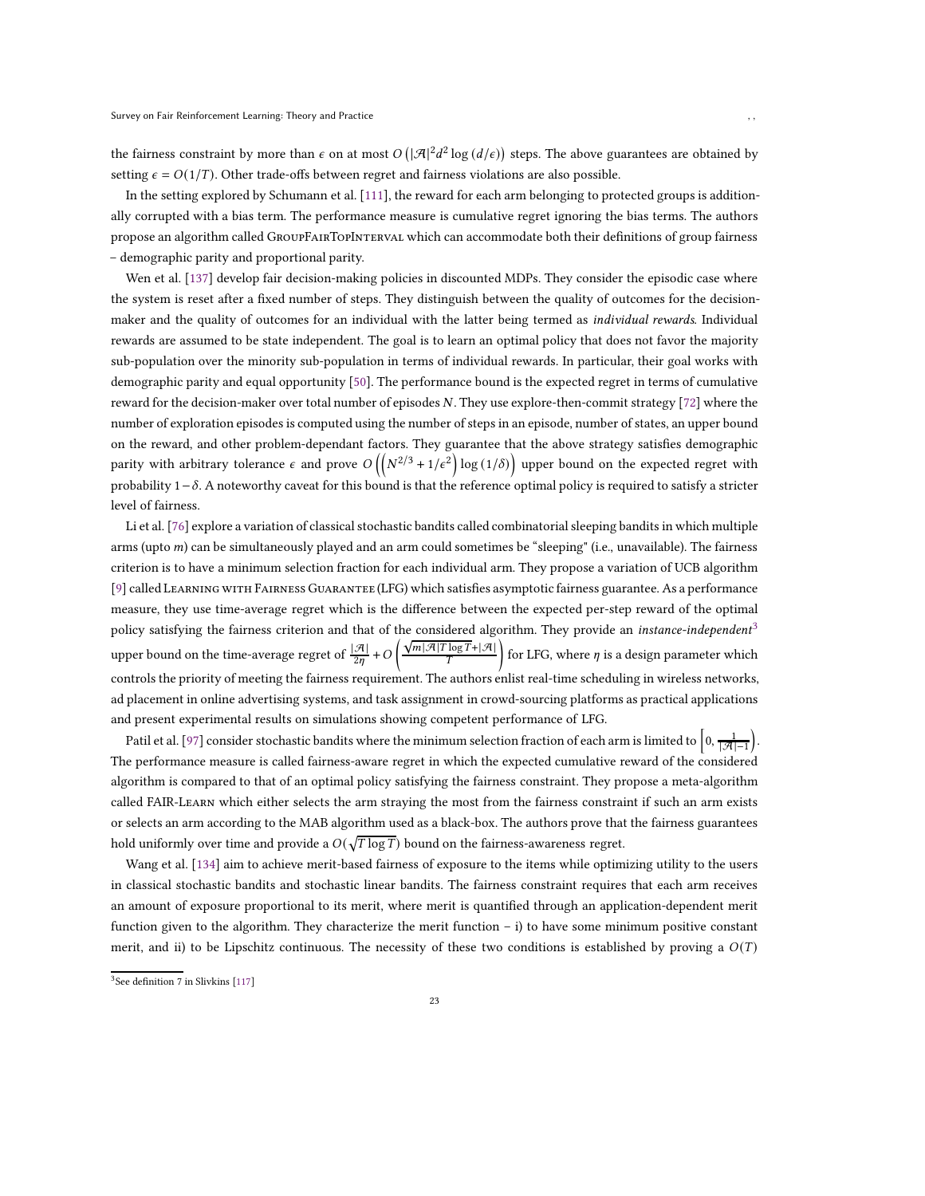the fairness constraint by more than $\epsilon$ on at most $O\left(|\mathcal{A}|^2 d^2 \log\left(d/\epsilon\right)\right)$ steps. The above guarantees are obtained by setting $\epsilon = O(1/T)$. Other trade-offs between regret and fairness violations are also possible.

In the setting explored by Schumann et al. [111], the reward for each arm belonging to protected groups is additionally corrupted with a bias term. The performance measure is cumulative regret ignoring the bias terms. The authors propose an algorithm called GroupFairTopInterval which can accommodate both their definitions of group fairness – demographic parity and proportional parity.

Wen et al. [137] develop fair decision-making policies in discounted MDPs. They consider the episodic case where the system is reset after a fixed number of steps. They distinguish between the quality of outcomes for the decision-maker and the quality of outcomes for an individual with the latter being termed as *individual rewards*. Individual rewards are assumed to be state independent. The goal is to learn an optimal policy that does not favor the majority sub-population over the minority sub-population in terms of individual rewards. In particular, their goal works with demographic parity and equal opportunity [50]. The performance bound is the expected regret in terms of cumulative reward for the decision-maker over total number of episodes $N$. They use explore-then-commit strategy [72] where the number of exploration episodes is computed using the number of steps in an episode, number of states, an upper bound on the reward, and other problem-dependant factors. They guarantee that the above strategy satisfies demographic parity with arbitrary tolerance $\epsilon$ and prove $O\left(\left(N^{2/3} + 1/\epsilon^2\right)\log\left(1/\delta\right)\right)$ upper bound on the expected regret with probability $1-\delta$. A noteworthy caveat for this bound is that the reference optimal policy is required to satisfy a stricter level of fairness.

Li et al. [76] explore a variation of classical stochastic bandits called combinatorial sleeping bandits in which multiple arms (upto $m$) can be simultaneously played and an arm could sometimes be "sleeping" (i.e., unavailable). The fairness criterion is to have a minimum selection fraction for each individual arm. They propose a variation of UCB algorithm [9] called Learning with Fairness Guarantee (LFG) which satisfies asymptotic fairness guarantee. As a performance measure, they use time-average regret which is the difference between the expected per-step reward of the optimal policy satisfying the fairness criterion and that of the considered algorithm. They provide an *instance-independent*[3] upper bound on the time-average regret of $\frac{|\mathcal{A}|}{2\eta} + O\left(\frac{\sqrt{m|\mathcal{A}|T\log T} + |\mathcal{A}|}{T}\right)$ for LFG, where $\eta$ is a design parameter which controls the priority of meeting the fairness requirement. The authors enlist real-time scheduling in wireless networks, ad placement in online advertising systems, and task assignment in crowd-sourcing platforms as practical applications and present experimental results on simulations showing competent performance of LFG.

Patil et al. [97] consider stochastic bandits where the minimum selection fraction of each arm is limited to $\left[0, \frac{1}{|\mathcal{A}|-1}\right)$. The performance measure is called fairness-aware regret in which the expected cumulative reward of the considered algorithm is compared to that of an optimal policy satisfying the fairness constraint. They propose a meta-algorithm called FAIR-Learn which either selects the arm straying the most from the fairness constraint if such an arm exists or selects an arm according to the MAB algorithm used as a black-box. The authors prove that the fairness guarantees hold uniformly over time and provide a $O(\sqrt{T\log T})$ bound on the fairness-awareness regret.

Wang et al. [134] aim to achieve merit-based fairness of exposure to the items while optimizing utility to the users in classical stochastic bandits and stochastic linear bandits. The fairness constraint requires that each arm receives an amount of exposure proportional to its merit, where merit is quantified through an application-dependent merit function given to the algorithm. They characterize the merit function – i) to have some minimum positive constant merit, and ii) to be Lipschitz continuous. The necessity of these two conditions is established by proving a $O(T)$

[3] See definition 7 in Slivkins [117]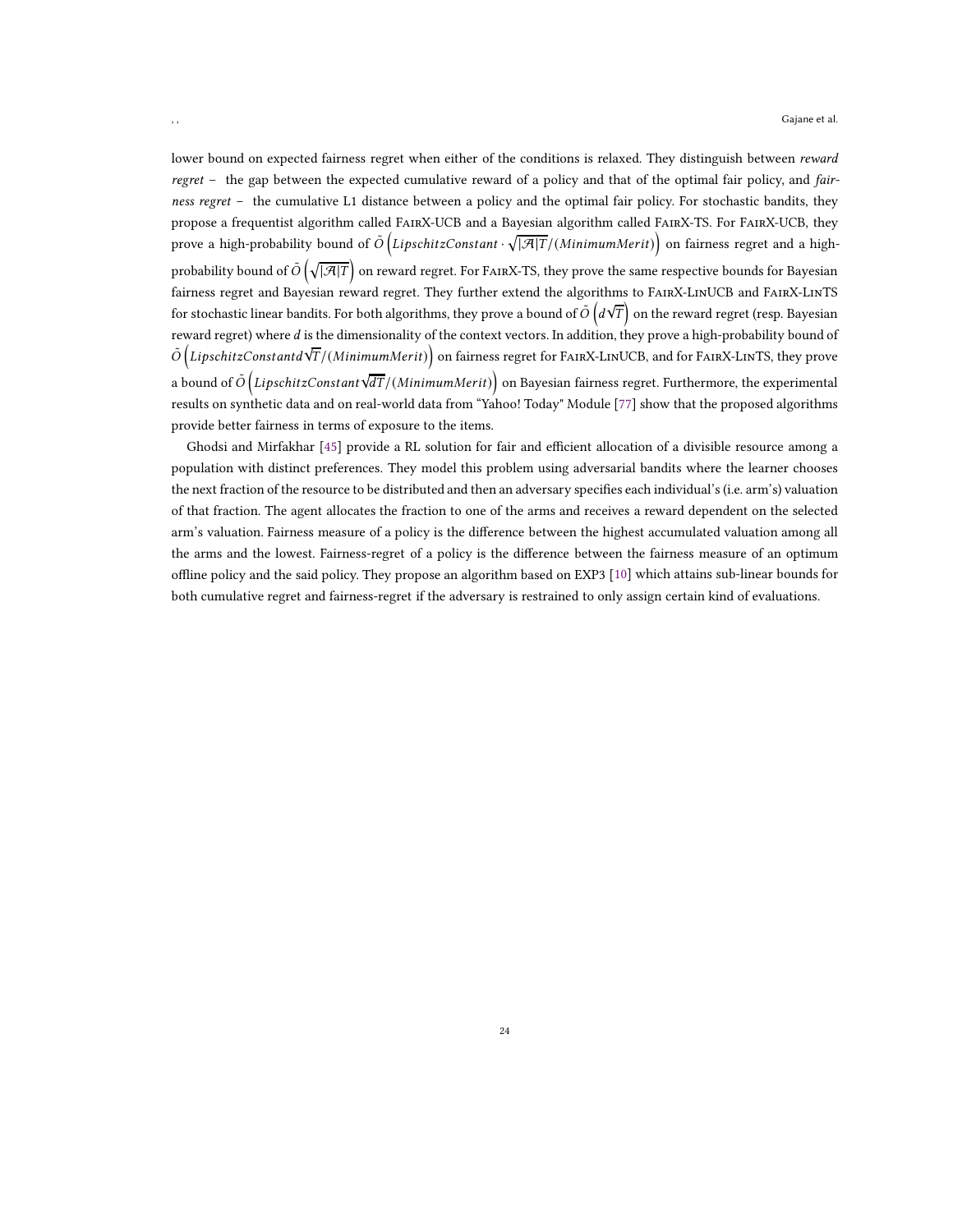lower bound on expected fairness regret when either of the conditions is relaxed. They distinguish between *reward regret* – the gap between the expected cumulative reward of a policy and that of the optimal fair policy, and *fairness regret* – the cumulative L1 distance between a policy and the optimal fair policy. For stochastic bandits, they propose a frequentist algorithm called FairX-UCB and a Bayesian algorithm called FairX-TS. For FairX-UCB, they prove a high-probability bound of $\tilde{O}\left(LipschitzConstant \cdot \sqrt{|\mathcal{A}|T}/(MinimumMerit)\right)$ on fairness regret and a high-probability bound of $\tilde{O}\left(\sqrt{|\mathcal{A}|T}\right)$ on reward regret. For FairX-TS, they prove the same respective bounds for Bayesian fairness regret and Bayesian reward regret. They further extend the algorithms to FairX-LinUCB and FairX-LinTS for stochastic linear bandits. For both algorithms, they prove a bound of $\tilde{O}\left(d\sqrt{T}\right)$ on the reward regret (resp. Bayesian reward regret) where $d$ is the dimensionality of the context vectors. In addition, they prove a high-probability bound of $\tilde{O}\left(LipschitzConstant d\sqrt{T}/(MinimumMerit)\right)$ on fairness regret for FairX-LinUCB, and for FairX-LinTS, they prove a bound of $\tilde{O}\left(LipschitzConstant\sqrt{dT}/(MinimumMerit)\right)$ on Bayesian fairness regret. Furthermore, the experimental results on synthetic data and on real-world data from "Yahoo! Today" Module [77] show that the proposed algorithms provide better fairness in terms of exposure to the items.

Ghodsi and Mirfakhar [45] provide a RL solution for fair and efficient allocation of a divisible resource among a population with distinct preferences. They model this problem using adversarial bandits where the learner chooses the next fraction of the resource to be distributed and then an adversary specifies each individual's (i.e. arm's) valuation of that fraction. The agent allocates the fraction to one of the arms and receives a reward dependent on the selected arm's valuation. Fairness measure of a policy is the difference between the highest accumulated valuation among all the arms and the lowest. Fairness-regret of a policy is the difference between the fairness measure of an optimum offline policy and the said policy. They propose an algorithm based on EXP3 [10] which attains sub-linear bounds for both cumulative regret and fairness-regret if the adversary is restrained to only assign certain kind of evaluations.